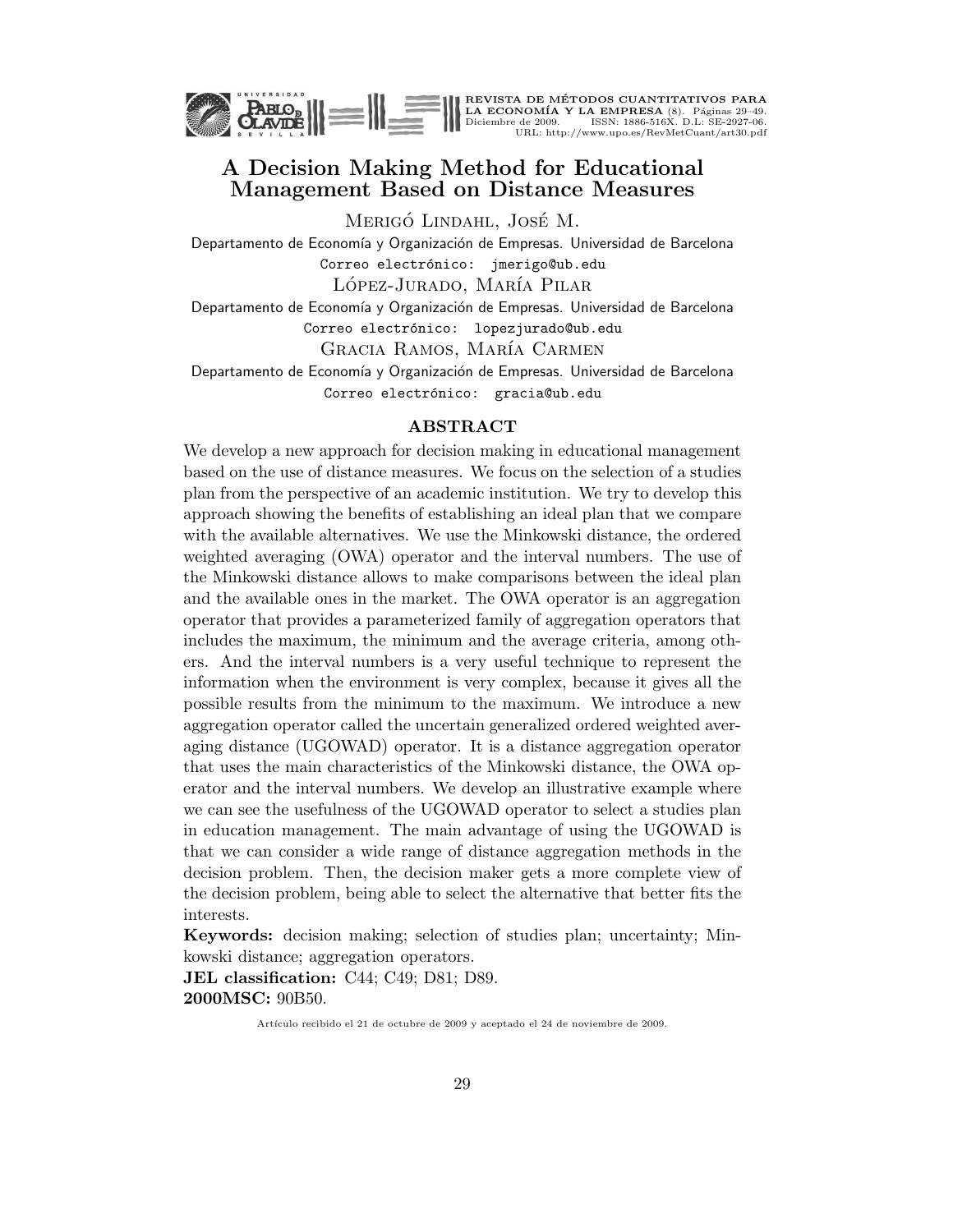# A Decision Making Method for Educational Management Based on Distance Measures

Merigó Lindahl, José M.

Departamento de Economía y Organización de Empresas. Universidad de Barcelona

Correo electrónico: jmerigo@ub.edu

López-Jurado, María Pilar

Departamento de Economía y Organización de Empresas. Universidad de Barcelona

Correo electrónico: lopezjurado@ub.edu

Gracia Ramos, María Carmen

Departamento de Economía y Organización de Empresas. Universidad de Barcelona

Correo electrónico: gracia@ub.edu

## ABSTRACT

We develop a new approach for decision making in educational management based on the use of distance measures. We focus on the selection of a studies plan from the perspective of an academic institution. We try to develop this approach showing the benefits of establishing an ideal plan that we compare with the available alternatives. We use the Minkowski distance, the ordered weighted averaging (OWA) operator and the interval numbers. The use of the Minkowski distance allows to make comparisons between the ideal plan and the available ones in the market. The OWA operator is an aggregation operator that provides a parameterized family of aggregation operators that includes the maximum, the minimum and the average criteria, among others. And the interval numbers is a very useful technique to represent the information when the environment is very complex, because it gives all the possible results from the minimum to the maximum. We introduce a new aggregation operator called the uncertain generalized ordered weighted averaging distance (UGOWAD) operator. It is a distance aggregation operator that uses the main characteristics of the Minkowski distance, the OWA operator and the interval numbers. We develop an illustrative example where we can see the usefulness of the UGOWAD operator to select a studies plan in education management. The main advantage of using the UGOWAD is that we can consider a wide range of distance aggregation methods in the decision problem. Then, the decision maker gets a more complete view of the decision problem, being able to select the alternative that better fits the interests.

**Keywords:** decision making; selection of studies plan; uncertainty; Minkowski distance; aggregation operators.

**JEL classification:** C44; C49; D81; D89.

**2000MSC:** 90B50.

Artículo recibido el 21 de octubre de 2009 y aceptado el 24 de noviembre de 2009.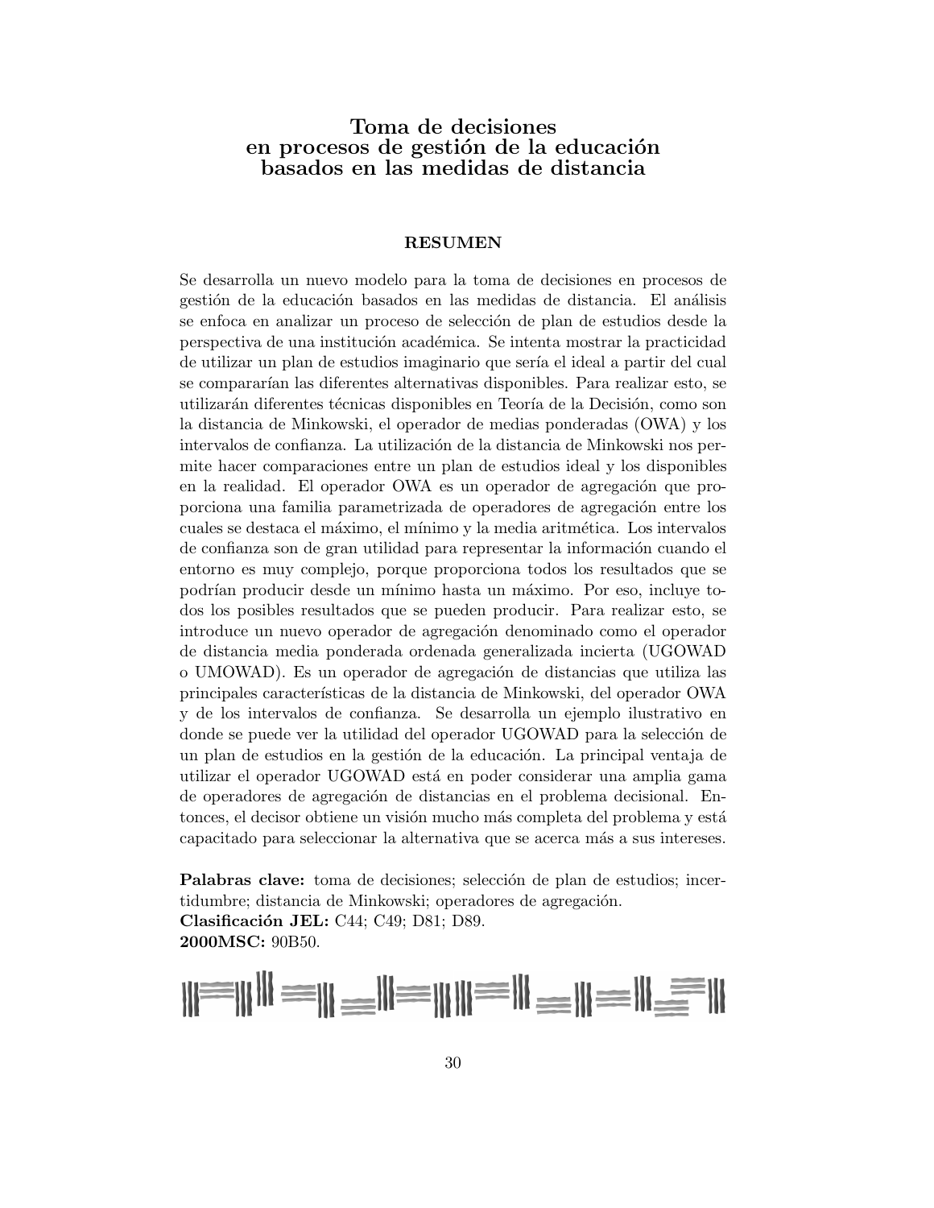# Toma de decisiones en procesos de gestión de la educación basados en las medidas de distancia

## RESUMEN

Se desarrolla un nuevo modelo para la toma de decisiones en procesos de gestión de la educación basados en las medidas de distancia. El análisis se enfoca en analizar un proceso de selección de plan de estudios desde la perspectiva de una institución académica. Se intenta mostrar la practicidad de utilizar un plan de estudios imaginario que sería el ideal a partir del cual se compararían las diferentes alternativas disponibles. Para realizar esto, se utilizarán diferentes técnicas disponibles en Teoría de la Decisión, como son la distancia de Minkowski, el operador de medias ponderadas (OWA) y los intervalos de confianza. La utilización de la distancia de Minkowski nos permite hacer comparaciones entre un plan de estudios ideal y los disponibles en la realidad. El operador OWA es un operador de agregación que proporciona una familia parametrizada de operadores de agregación entre los cuales se destaca el máximo, el mínimo y la media aritmética. Los intervalos de confianza son de gran utilidad para representar la información cuando el entorno es muy complejo, porque proporciona todos los resultados que se podrían producir desde un mínimo hasta un máximo. Por eso, incluye todos los posibles resultados que se pueden producir. Para realizar esto, se introduce un nuevo operador de agregación denominado como el operador de distancia media ponderada ordenada generalizada incierta (UGOWAD o UMOWAD). Es un operador de agregación de distancias que utiliza las principales características de la distancia de Minkowski, del operador OWA y de los intervalos de confianza. Se desarrolla un ejemplo ilustrativo en donde se puede ver la utilidad del operador UGOWAD para la selección de un plan de estudios en la gestión de la educación. La principal ventaja de utilizar el operador UGOWAD está en poder considerar una amplia gama de operadores de agregación de distancias en el problema decisional. Entonces, el decisor obtiene un visión mucho más completa del problema y está capacitado para seleccionar la alternativa que se acerca más a sus intereses.

**Palabras clave:** toma de decisiones; selección de plan de estudios; incertidumbre; distancia de Minkowski; operadores de agregación.
**Clasificación JEL:** C44; C49; D81; D89.
**2000MSC:** 90B50.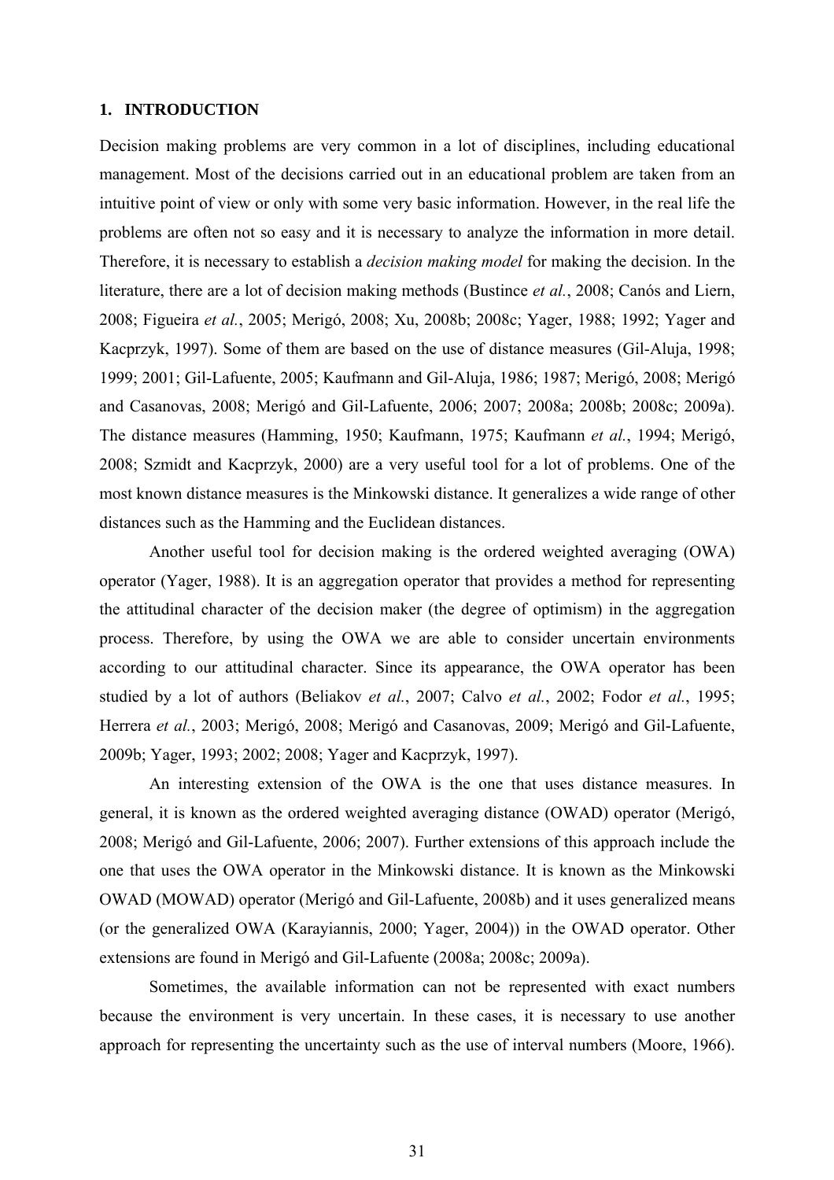## 1. INTRODUCTION

Decision making problems are very common in a lot of disciplines, including educational management. Most of the decisions carried out in an educational problem are taken from an intuitive point of view or only with some very basic information. However, in the real life the problems are often not so easy and it is necessary to analyze the information in more detail. Therefore, it is necessary to establish a *decision making model* for making the decision. In the literature, there are a lot of decision making methods (Bustince *et al.*, 2008; Canós and Liern, 2008; Figueira *et al.*, 2005; Merigó, 2008; Xu, 2008b; 2008c; Yager, 1988; 1992; Yager and Kacprzyk, 1997). Some of them are based on the use of distance measures (Gil-Aluja, 1998; 1999; 2001; Gil-Lafuente, 2005; Kaufmann and Gil-Aluja, 1986; 1987; Merigó, 2008; Merigó and Casanovas, 2008; Merigó and Gil-Lafuente, 2006; 2007; 2008a; 2008b; 2008c; 2009a). The distance measures (Hamming, 1950; Kaufmann, 1975; Kaufmann *et al.*, 1994; Merigó, 2008; Szmidt and Kacprzyk, 2000) are a very useful tool for a lot of problems. One of the most known distance measures is the Minkowski distance. It generalizes a wide range of other distances such as the Hamming and the Euclidean distances.

Another useful tool for decision making is the ordered weighted averaging (OWA) operator (Yager, 1988). It is an aggregation operator that provides a method for representing the attitudinal character of the decision maker (the degree of optimism) in the aggregation process. Therefore, by using the OWA we are able to consider uncertain environments according to our attitudinal character. Since its appearance, the OWA operator has been studied by a lot of authors (Beliakov *et al.*, 2007; Calvo *et al.*, 2002; Fodor *et al.*, 1995; Herrera *et al.*, 2003; Merigó, 2008; Merigó and Casanovas, 2009; Merigó and Gil-Lafuente, 2009b; Yager, 1993; 2002; 2008; Yager and Kacprzyk, 1997).

An interesting extension of the OWA is the one that uses distance measures. In general, it is known as the ordered weighted averaging distance (OWAD) operator (Merigó, 2008; Merigó and Gil-Lafuente, 2006; 2007). Further extensions of this approach include the one that uses the OWA operator in the Minkowski distance. It is known as the Minkowski OWAD (MOWAD) operator (Merigó and Gil-Lafuente, 2008b) and it uses generalized means (or the generalized OWA (Karayiannis, 2000; Yager, 2004)) in the OWAD operator. Other extensions are found in Merigó and Gil-Lafuente (2008a; 2008c; 2009a).

Sometimes, the available information can not be represented with exact numbers because the environment is very uncertain. In these cases, it is necessary to use another approach for representing the uncertainty such as the use of interval numbers (Moore, 1966).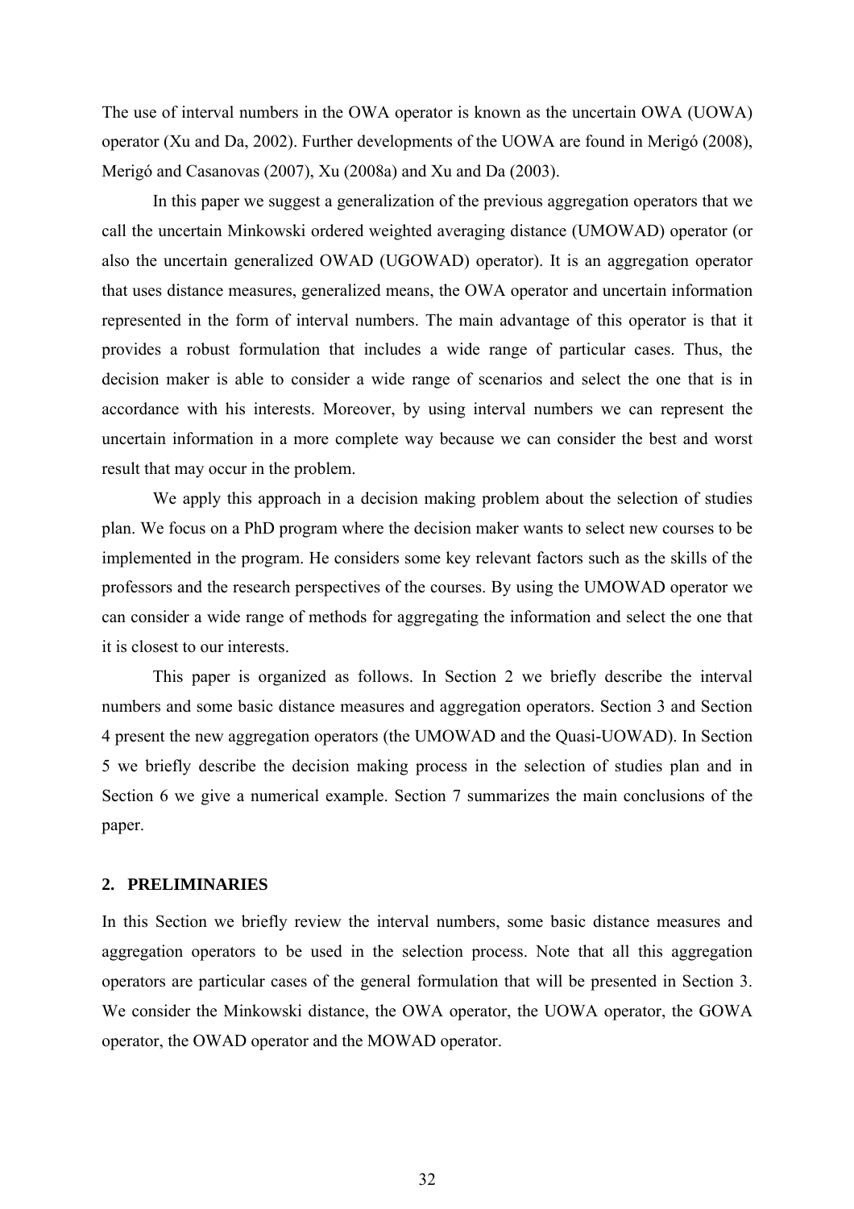The use of interval numbers in the OWA operator is known as the uncertain OWA (UOWA) operator (Xu and Da, 2002). Further developments of the UOWA are found in Merigó (2008), Merigó and Casanovas (2007), Xu (2008a) and Xu and Da (2003).

In this paper we suggest a generalization of the previous aggregation operators that we call the uncertain Minkowski ordered weighted averaging distance (UMOWAD) operator (or also the uncertain generalized OWAD (UGOWAD) operator). It is an aggregation operator that uses distance measures, generalized means, the OWA operator and uncertain information represented in the form of interval numbers. The main advantage of this operator is that it provides a robust formulation that includes a wide range of particular cases. Thus, the decision maker is able to consider a wide range of scenarios and select the one that is in accordance with his interests. Moreover, by using interval numbers we can represent the uncertain information in a more complete way because we can consider the best and worst result that may occur in the problem.

We apply this approach in a decision making problem about the selection of studies plan. We focus on a PhD program where the decision maker wants to select new courses to be implemented in the program. He considers some key relevant factors such as the skills of the professors and the research perspectives of the courses. By using the UMOWAD operator we can consider a wide range of methods for aggregating the information and select the one that it is closest to our interests.

This paper is organized as follows. In Section 2 we briefly describe the interval numbers and some basic distance measures and aggregation operators. Section 3 and Section 4 present the new aggregation operators (the UMOWAD and the Quasi-UOWAD). In Section 5 we briefly describe the decision making process in the selection of studies plan and in Section 6 we give a numerical example. Section 7 summarizes the main conclusions of the paper.

## 2. PRELIMINARIES

In this Section we briefly review the interval numbers, some basic distance measures and aggregation operators to be used in the selection process. Note that all this aggregation operators are particular cases of the general formulation that will be presented in Section 3. We consider the Minkowski distance, the OWA operator, the UOWA operator, the GOWA operator, the OWAD operator and the MOWAD operator.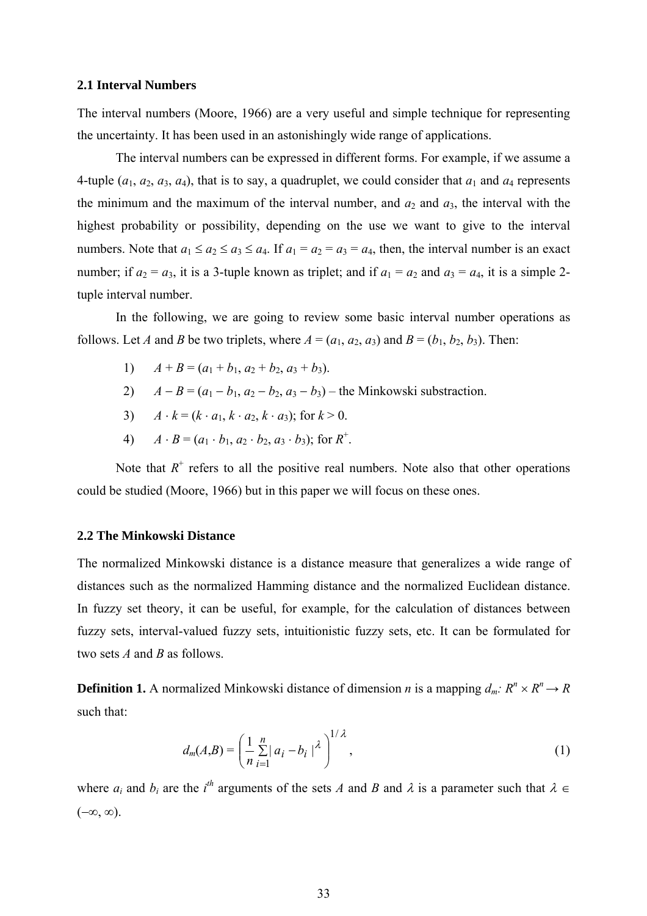### 2.1 Interval Numbers

The interval numbers (Moore, 1966) are a very useful and simple technique for representing the uncertainty. It has been used in an astonishingly wide range of applications.

The interval numbers can be expressed in different forms. For example, if we assume a 4-tuple ($a_1$, $a_2$, $a_3$, $a_4$), that is to say, a quadruplet, we could consider that $a_1$ and $a_4$ represents the minimum and the maximum of the interval number, and $a_2$ and $a_3$, the interval with the highest probability or possibility, depending on the use we want to give to the interval numbers. Note that $a_1 \leq a_2 \leq a_3 \leq a_4$. If $a_1 = a_2 = a_3 = a_4$, then, the interval number is an exact number; if $a_2 = a_3$, it is a 3-tuple known as triplet; and if $a_1 = a_2$ and $a_3 = a_4$, it is a simple 2-tuple interval number.

In the following, we are going to review some basic interval number operations as follows. Let $A$ and $B$ be two triplets, where $A = (a_1, a_2, a_3)$ and $B = (b_1, b_2, b_3)$. Then:

1) $A + B = (a_1 + b_1, a_2 + b_2, a_3 + b_3)$.
2) $A - B = (a_1 - b_1, a_2 - b_2, a_3 - b_3)$ – the Minkowski substraction.
3) $A \cdot k = (k \cdot a_1, k \cdot a_2, k \cdot a_3)$; for $k > 0$.
4) $A \cdot B = (a_1 \cdot b_1, a_2 \cdot b_2, a_3 \cdot b_3)$; for $R^+$.

Note that $R^+$ refers to all the positive real numbers. Note also that other operations could be studied (Moore, 1966) but in this paper we will focus on these ones.

### 2.2 The Minkowski Distance

The normalized Minkowski distance is a distance measure that generalizes a wide range of distances such as the normalized Hamming distance and the normalized Euclidean distance. In fuzzy set theory, it can be useful, for example, for the calculation of distances between fuzzy sets, interval-valued fuzzy sets, intuitionistic fuzzy sets, etc. It can be formulated for two sets $A$ and $B$ as follows.

**Definition 1.** A normalized Minkowski distance of dimension $n$ is a mapping $d_m$: $R^n \times R^n \rightarrow R$ such that:

$$d_m(A,B) = \left( \frac{1}{n} \sum_{i=1}^{n} | a_i - b_i |^{\lambda} \right)^{1/\lambda}, \tag{1}$$

where $a_i$ and $b_i$ are the $i^{th}$ arguments of the sets $A$ and $B$ and $\lambda$ is a parameter such that $\lambda \in (-\infty, \infty)$.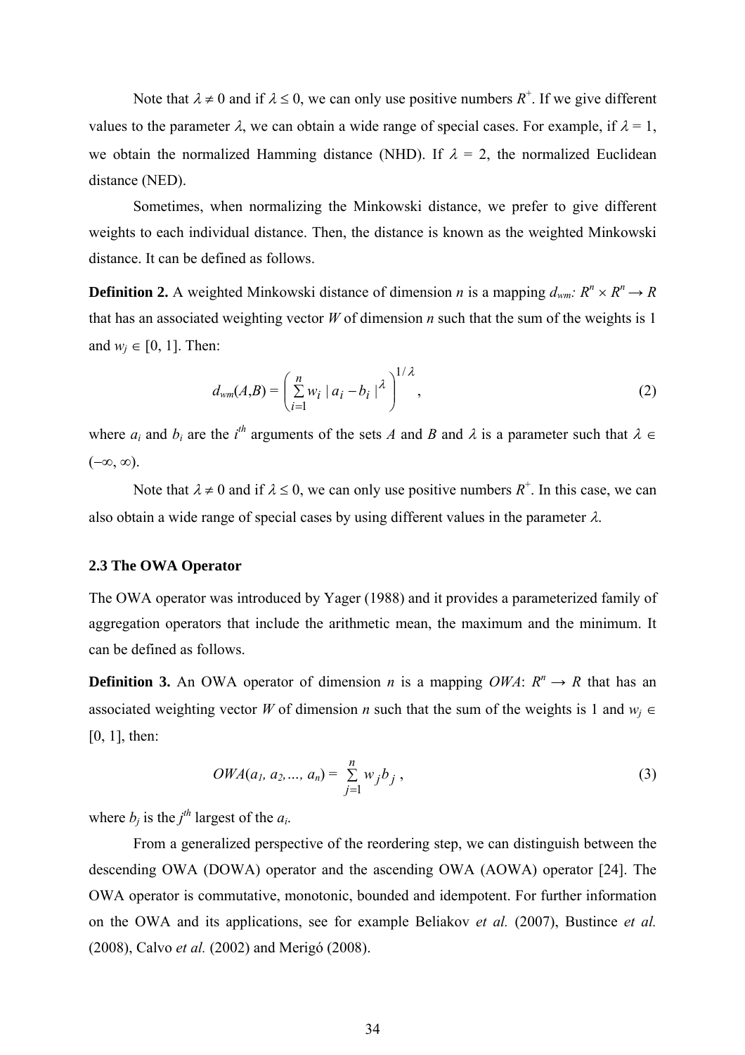Note that $\lambda \neq 0$ and if $\lambda \leq 0$, we can only use positive numbers $R^+$. If we give different values to the parameter $\lambda$, we can obtain a wide range of special cases. For example, if $\lambda = 1$, we obtain the normalized Hamming distance (NHD). If $\lambda = 2$, the normalized Euclidean distance (NED).

Sometimes, when normalizing the Minkowski distance, we prefer to give different weights to each individual distance. Then, the distance is known as the weighted Minkowski distance. It can be defined as follows.

**Definition 2.** A weighted Minkowski distance of dimension $n$ is a mapping $d_{wm}$: $R^n \times R^n \rightarrow R$ that has an associated weighting vector $W$ of dimension $n$ such that the sum of the weights is 1 and $w_j \in [0, 1]$. Then:

$$d_{wm}(A,B) = \left( \sum_{i=1}^{n} w_i \mid a_i - b_i \mid^{\lambda} \right)^{1/\lambda}, \tag{2}$$

where $a_i$ and $b_i$ are the $i^{th}$ arguments of the sets $A$ and $B$ and $\lambda$ is a parameter such that $\lambda \in (-\infty, \infty)$.

Note that $\lambda \neq 0$ and if $\lambda \leq 0$, we can only use positive numbers $R^+$. In this case, we can also obtain a wide range of special cases by using different values in the parameter $\lambda$.

### 2.3 The OWA Operator

The OWA operator was introduced by Yager (1988) and it provides a parameterized family of aggregation operators that include the arithmetic mean, the maximum and the minimum. It can be defined as follows.

**Definition 3.** An OWA operator of dimension $n$ is a mapping $OWA$: $R^n \rightarrow R$ that has an associated weighting vector $W$ of dimension $n$ such that the sum of the weights is 1 and $w_j \in [0, 1]$, then:

$$OWA(a_1, a_2, \ldots, a_n) = \sum_{j=1}^{n} w_j b_j \,, \tag{3}$$

where $b_j$ is the $j^{th}$ largest of the $a_i$.

From a generalized perspective of the reordering step, we can distinguish between the descending OWA (DOWA) operator and the ascending OWA (AOWA) operator [24]. The OWA operator is commutative, monotonic, bounded and idempotent. For further information on the OWA and its applications, see for example Beliakov *et al.* (2007), Bustince *et al.* (2008), Calvo *et al.* (2002) and Merigó (2008).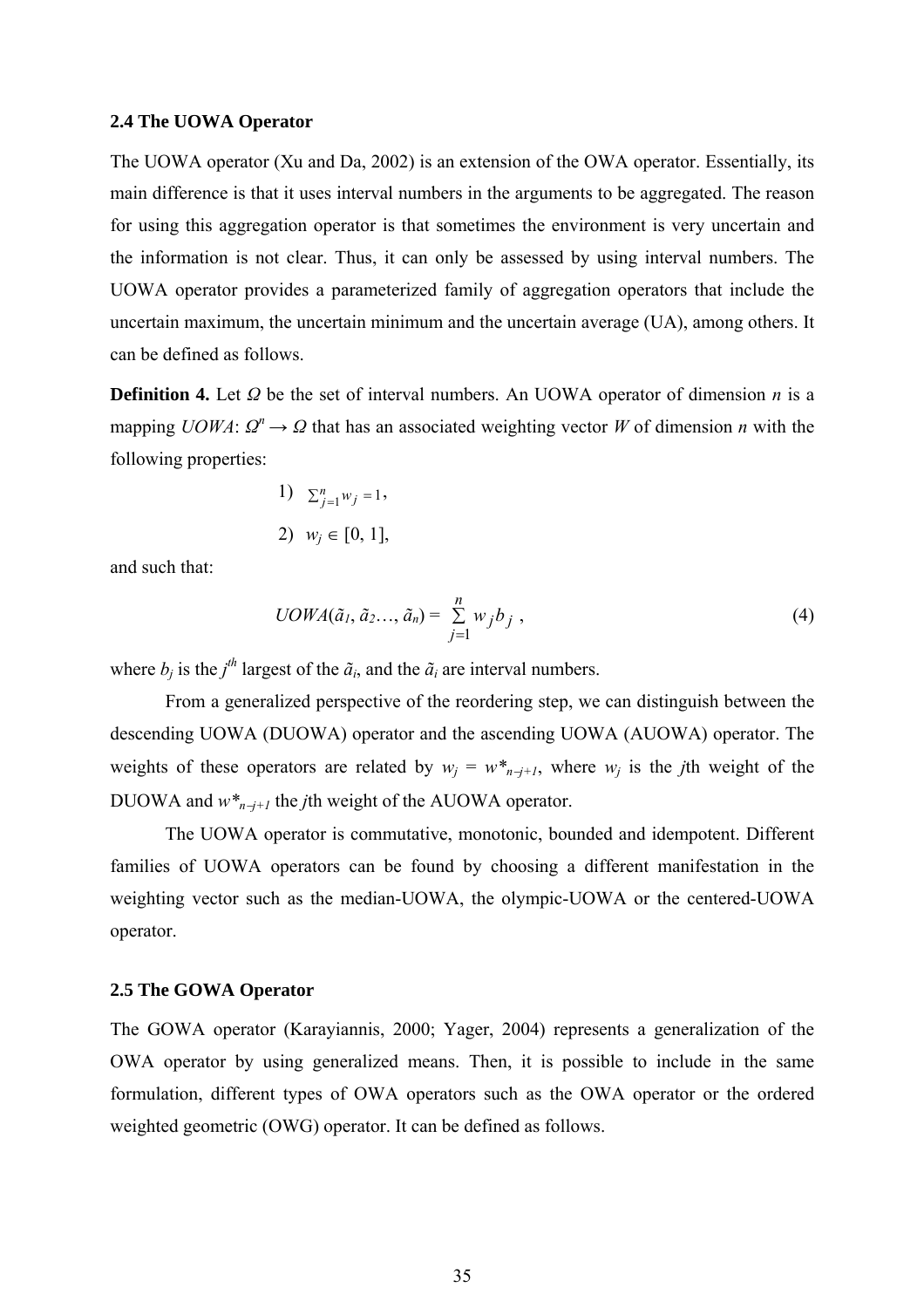### 2.4 The UOWA Operator

The UOWA operator (Xu and Da, 2002) is an extension of the OWA operator. Essentially, its main difference is that it uses interval numbers in the arguments to be aggregated. The reason for using this aggregation operator is that sometimes the environment is very uncertain and the information is not clear. Thus, it can only be assessed by using interval numbers. The UOWA operator provides a parameterized family of aggregation operators that include the uncertain maximum, the uncertain minimum and the uncertain average (UA), among others. It can be defined as follows.

**Definition 4.** Let $\Omega$ be the set of interval numbers. An UOWA operator of dimension $n$ is a mapping $UOWA$: $\Omega^n \rightarrow \Omega$ that has an associated weighting vector $W$ of dimension $n$ with the following properties:

1) $\sum_{j=1}^{n} w_j = 1$,

2) $w_j \in [0, 1]$,

and such that:

$$UOWA(\tilde{a}_1, \tilde{a}_2 \ldots, \tilde{a}_n) = \sum_{j=1}^{n} w_j b_j \ , \tag{4}$$

where $b_j$ is the $j^{th}$ largest of the $\tilde{a}_i$, and the $\tilde{a}_i$ are interval numbers.

From a generalized perspective of the reordering step, we can distinguish between the descending UOWA (DUOWA) operator and the ascending UOWA (AUOWA) operator. The weights of these operators are related by $w_j = w^*_{n-j+1}$, where $w_j$ is the $j$th weight of the DUOWA and $w^*_{n-j+1}$ the $j$th weight of the AUOWA operator.

The UOWA operator is commutative, monotonic, bounded and idempotent. Different families of UOWA operators can be found by choosing a different manifestation in the weighting vector such as the median-UOWA, the olympic-UOWA or the centered-UOWA operator.

### 2.5 The GOWA Operator

The GOWA operator (Karayiannis, 2000; Yager, 2004) represents a generalization of the OWA operator by using generalized means. Then, it is possible to include in the same formulation, different types of OWA operators such as the OWA operator or the ordered weighted geometric (OWG) operator. It can be defined as follows.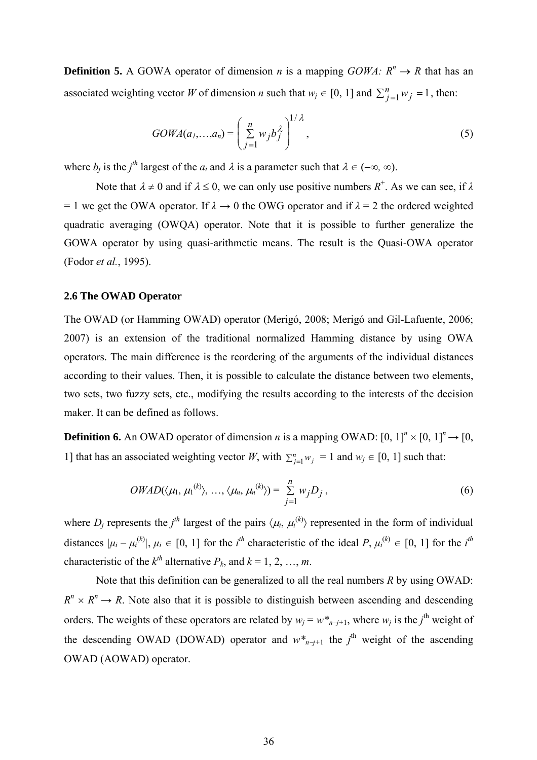**Definition 5.** A GOWA operator of dimension $n$ is a mapping $GOWA: R^n \rightarrow R$ that has an associated weighting vector $W$ of dimension $n$ such that $w_j \in [0, 1]$ and $\sum_{j=1}^{n} w_j = 1$, then:

$$GOWA(a_1,\ldots,a_n) = \left( \sum_{j=1}^{n} w_j b_j^{\lambda} \right)^{1/\lambda}, \tag{5}$$

where $b_j$ is the $j^{th}$ largest of the $a_i$ and $\lambda$ is a parameter such that $\lambda \in (-\infty, \infty)$.

Note that $\lambda \neq 0$ and if $\lambda \leq 0$, we can only use positive numbers $R^+$. As we can see, if $\lambda = 1$ we get the OWA operator. If $\lambda \rightarrow 0$ the OWG operator and if $\lambda = 2$ the ordered weighted quadratic averaging (OWQA) operator. Note that it is possible to further generalize the GOWA operator by using quasi-arithmetic means. The result is the Quasi-OWA operator (Fodor *et al.*, 1995).

### 2.6 The OWAD Operator

The OWAD (or Hamming OWAD) operator (Merigó, 2008; Merigó and Gil-Lafuente, 2006; 2007) is an extension of the traditional normalized Hamming distance by using OWA operators. The main difference is the reordering of the arguments of the individual distances according to their values. Then, it is possible to calculate the distance between two elements, two sets, two fuzzy sets, etc., modifying the results according to the interests of the decision maker. It can be defined as follows.

**Definition 6.** An OWAD operator of dimension $n$ is a mapping OWAD: $[0, 1]^n \times [0, 1]^n \rightarrow [0, 1]$ that has an associated weighting vector $W$, with $\sum_{j=1}^{n} w_j = 1$ and $w_j \in [0, 1]$ such that:

$$OWAD(\langle \mu_1, \mu_1^{(k)} \rangle, \ldots, \langle \mu_n, \mu_n^{(k)} \rangle) = \sum_{j=1}^{n} w_j D_j, \tag{6}$$

where $D_j$ represents the $j^{th}$ largest of the pairs $\langle \mu_i, \mu_i^{(k)} \rangle$ represented in the form of individual distances $|\mu_i - \mu_i^{(k)}|$, $\mu_i \in [0, 1]$ for the $i^{th}$ characteristic of the ideal $P$, $\mu_i^{(k)} \in [0, 1]$ for the $i^{th}$ characteristic of the $k^{th}$ alternative $P_k$, and $k = 1, 2, \ldots, m$.

Note that this definition can be generalized to all the real numbers $R$ by using OWAD: $R^n \times R^n \rightarrow R$. Note also that it is possible to distinguish between ascending and descending orders. The weights of these operators are related by $w_j = w^*_{n-j+1}$, where $w_j$ is the $j^{\text{th}}$ weight of the descending OWAD (DOWAD) operator and $w^*_{n-j+1}$ the $j^{\text{th}}$ weight of the ascending OWAD (AOWAD) operator.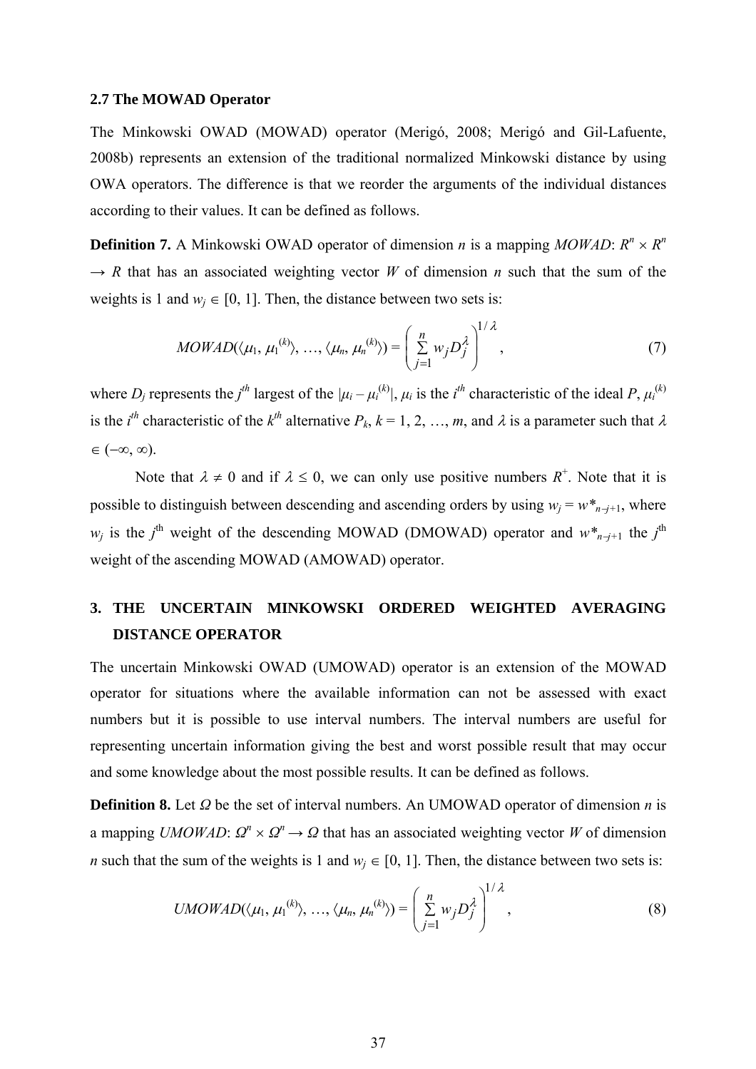### 2.7 The MOWAD Operator

The Minkowski OWAD (MOWAD) operator (Merigó, 2008; Merigó and Gil-Lafuente, 2008b) represents an extension of the traditional normalized Minkowski distance by using OWA operators. The difference is that we reorder the arguments of the individual distances according to their values. It can be defined as follows.

**Definition 7.** A Minkowski OWAD operator of dimension $n$ is a mapping $MOWAD$: $R^n \times R^n \rightarrow R$ that has an associated weighting vector $W$ of dimension $n$ such that the sum of the weights is 1 and $w_j \in [0, 1]$. Then, the distance between two sets is:

$$MOWAD(\langle \mu_1, \mu_1^{(k)} \rangle, \ldots, \langle \mu_n, \mu_n^{(k)} \rangle) = \left( \sum_{j=1}^{n} w_j D_j^{\lambda} \right)^{1/\lambda}, \tag{7}$$

where $D_j$ represents the $j^{th}$ largest of the $|\mu_i - \mu_i^{(k)}|$, $\mu_i$ is the $i^{th}$ characteristic of the ideal $P$, $\mu_i^{(k)}$ is the $i^{th}$ characteristic of the $k^{th}$ alternative $P_k$, $k = 1, 2, \ldots, m$, and $\lambda$ is a parameter such that $\lambda \in (-\infty, \infty)$.

Note that $\lambda \neq 0$ and if $\lambda \leq 0$, we can only use positive numbers $R^+$. Note that it is possible to distinguish between descending and ascending orders by using $w_j = w^*_{n-j+1}$, where $w_j$ is the $j^{\text{th}}$ weight of the descending MOWAD (DMOWAD) operator and $w^*_{n-j+1}$ the $j^{\text{th}}$ weight of the ascending MOWAD (AMOWAD) operator.

## 3. THE UNCERTAIN MINKOWSKI ORDERED WEIGHTED AVERAGING DISTANCE OPERATOR

The uncertain Minkowski OWAD (UMOWAD) operator is an extension of the MOWAD operator for situations where the available information can not be assessed with exact numbers but it is possible to use interval numbers. The interval numbers are useful for representing uncertain information giving the best and worst possible result that may occur and some knowledge about the most possible results. It can be defined as follows.

**Definition 8.** Let $\Omega$ be the set of interval numbers. An UMOWAD operator of dimension $n$ is a mapping $UMOWAD$: $\Omega^n \times \Omega^n \rightarrow \Omega$ that has an associated weighting vector $W$ of dimension $n$ such that the sum of the weights is 1 and $w_j \in [0, 1]$. Then, the distance between two sets is:

$$UMOWAD(\langle \mu_1, \mu_1^{(k)} \rangle, \ldots, \langle \mu_n, \mu_n^{(k)} \rangle) = \left( \sum_{j=1}^{n} w_j D_j^{\lambda} \right)^{1/\lambda}, \tag{8}$$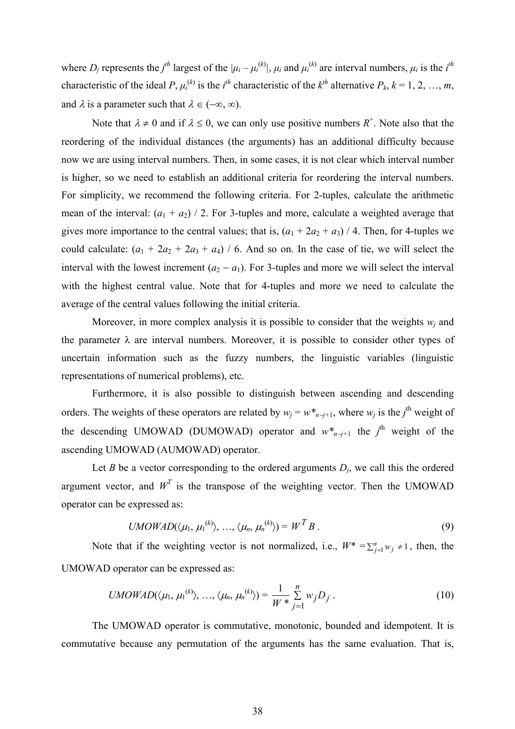where $D_j$ represents the $j^{th}$ largest of the $|\mu_i - \mu_i^{(k)}|$, $\mu_i$ and $\mu_i^{(k)}$ are interval numbers, $\mu_i$ is the $i^{th}$ characteristic of the ideal $P$, $\mu_i^{(k)}$ is the $i^{th}$ characteristic of the $k^{th}$ alternative $P_k$, $k = 1, 2, \ldots, m$, and $\lambda$ is a parameter such that $\lambda \in (-\infty, \infty)$.

Note that $\lambda \neq 0$ and if $\lambda \leq 0$, we can only use positive numbers $R^+$. Note also that the reordering of the individual distances (the arguments) has an additional difficulty because now we are using interval numbers. Then, in some cases, it is not clear which interval number is higher, so we need to establish an additional criteria for reordering the interval numbers. For simplicity, we recommend the following criteria. For 2-tuples, calculate the arithmetic mean of the interval: $(a_1 + a_2) / 2$. For 3-tuples and more, calculate a weighted average that gives more importance to the central values; that is, $(a_1 + 2a_2 + a_3) / 4$. Then, for 4-tuples we could calculate: $(a_1 + 2a_2 + 2a_3 + a_4) / 6$. And so on. In the case of tie, we will select the interval with the lowest increment $(a_2 - a_1)$. For 3-tuples and more we will select the interval with the highest central value. Note that for 4-tuples and more we need to calculate the average of the central values following the initial criteria.

Moreover, in more complex analysis it is possible to consider that the weights $w_j$ and the parameter $\lambda$ are interval numbers. Moreover, it is possible to consider other types of uncertain information such as the fuzzy numbers, the linguistic variables (linguistic representations of numerical problems), etc.

Furthermore, it is also possible to distinguish between ascending and descending orders. The weights of these operators are related by $w_j = w^*_{n-j+1}$, where $w_j$ is the $j^{\text{th}}$ weight of the descending UMOWAD (DUMOWAD) operator and $w^*_{n-j+1}$ the $j^{\text{th}}$ weight of the ascending UMOWAD (AUMOWAD) operator.

Let $B$ be a vector corresponding to the ordered arguments $D_j$, we call this the ordered argument vector, and $W^T$ is the transpose of the weighting vector. Then the UMOWAD operator can be expressed as:

$$UMOWAD(\langle \mu_1, \mu_1^{(k)} \rangle, \ldots, \langle \mu_n, \mu_n^{(k)} \rangle) = W^T B \,. \tag{9}$$

Note that if the weighting vector is not normalized, i.e., $W^* = \sum_{j=1}^{n} w_j \neq 1$, then, the UMOWAD operator can be expressed as:

$$UMOWAD(\langle \mu_1, \mu_1^{(k)} \rangle, \ldots, \langle \mu_n, \mu_n^{(k)} \rangle) = \frac{1}{W^*} \sum_{j=1}^{n} w_j D_j \,. \tag{10}$$

The UMOWAD operator is commutative, monotonic, bounded and idempotent. It is commutative because any permutation of the arguments has the same evaluation. That is,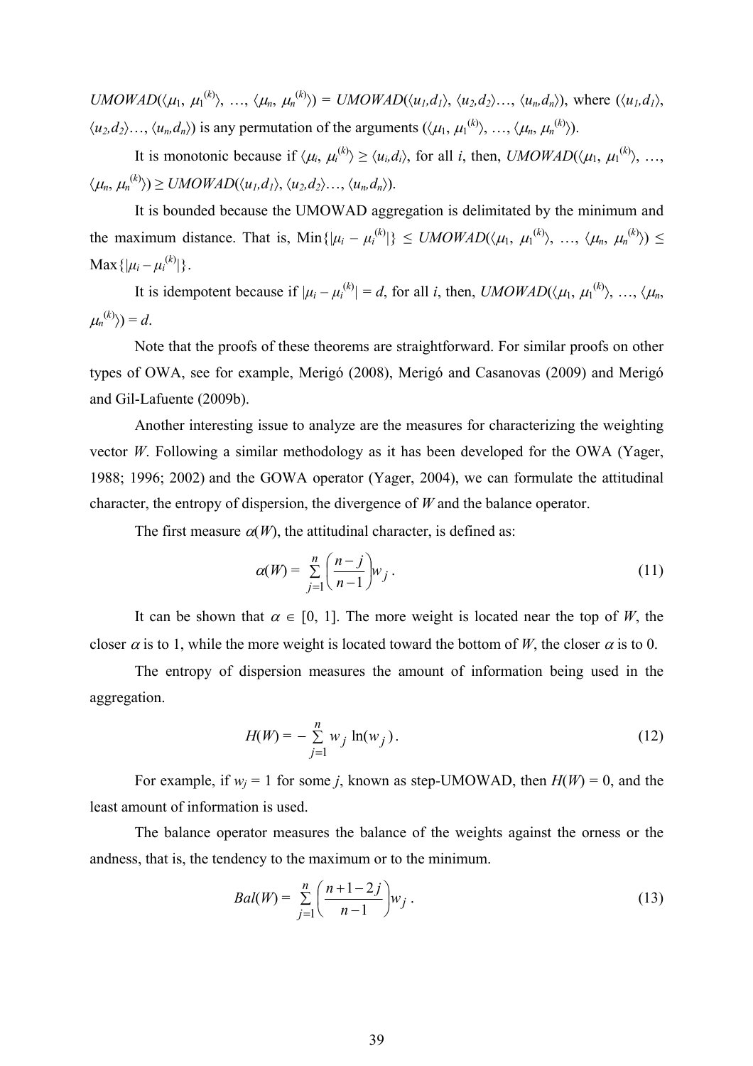$UMOWAD(\langle\mu_1, \mu_1^{(k)}\rangle, \ldots, \langle\mu_n, \mu_n^{(k)}\rangle) = UMOWAD(\langle u_1, d_1\rangle, \langle u_2, d_2\rangle \ldots, \langle u_n, d_n\rangle)$, where $(\langle u_1, d_1\rangle, \langle u_2, d_2\rangle \ldots, \langle u_n, d_n\rangle)$ is any permutation of the arguments $(\langle\mu_1, \mu_1^{(k)}\rangle, \ldots, \langle\mu_n, \mu_n^{(k)}\rangle)$.

It is monotonic because if $\langle\mu_i, \mu_i^{(k)}\rangle \geq \langle u_i, d_i\rangle$, for all $i$, then, $UMOWAD(\langle\mu_1, \mu_1^{(k)}\rangle, \ldots, \langle\mu_n, \mu_n^{(k)}\rangle) \geq UMOWAD(\langle u_1, d_1\rangle, \langle u_2, d_2\rangle \ldots, \langle u_n, d_n\rangle)$.

It is bounded because the UMOWAD aggregation is delimitated by the minimum and the maximum distance. That is, $\text{Min}\{|\mu_i - \mu_i^{(k)}|\} \leq UMOWAD(\langle\mu_1, \mu_1^{(k)}\rangle, \ldots, \langle\mu_n, \mu_n^{(k)}\rangle) \leq \text{Max}\{|\mu_i - \mu_i^{(k)}|\}$.

It is idempotent because if $|\mu_i - \mu_i^{(k)}| = d$, for all $i$, then, $UMOWAD(\langle\mu_1, \mu_1^{(k)}\rangle, \ldots, \langle\mu_n, \mu_n^{(k)}\rangle) = d$.

Note that the proofs of these theorems are straightforward. For similar proofs on other types of OWA, see for example, Merigó (2008), Merigó and Casanovas (2009) and Merigó and Gil-Lafuente (2009b).

Another interesting issue to analyze are the measures for characterizing the weighting vector $W$. Following a similar methodology as it has been developed for the OWA (Yager, 1988; 1996; 2002) and the GOWA operator (Yager, 2004), we can formulate the attitudinal character, the entropy of dispersion, the divergence of $W$ and the balance operator.

The first measure $\alpha(W)$, the attitudinal character, is defined as:

$$\alpha(W) = \sum_{j=1}^{n} \left(\frac{n-j}{n-1}\right) w_j . \tag{11}$$

It can be shown that $\alpha \in [0, 1]$. The more weight is located near the top of $W$, the closer $\alpha$ is to 1, while the more weight is located toward the bottom of $W$, the closer $\alpha$ is to 0.

The entropy of dispersion measures the amount of information being used in the aggregation.

$$H(W) = -\sum_{j=1}^{n} w_j \ln(w_j) . \tag{12}$$

For example, if $w_j = 1$ for some $j$, known as step-UMOWAD, then $H(W) = 0$, and the least amount of information is used.

The balance operator measures the balance of the weights against the orness or the andness, that is, the tendency to the maximum or to the minimum.

$$Bal(W) = \sum_{j=1}^{n} \left(\frac{n+1-2j}{n-1}\right) w_j . \tag{13}$$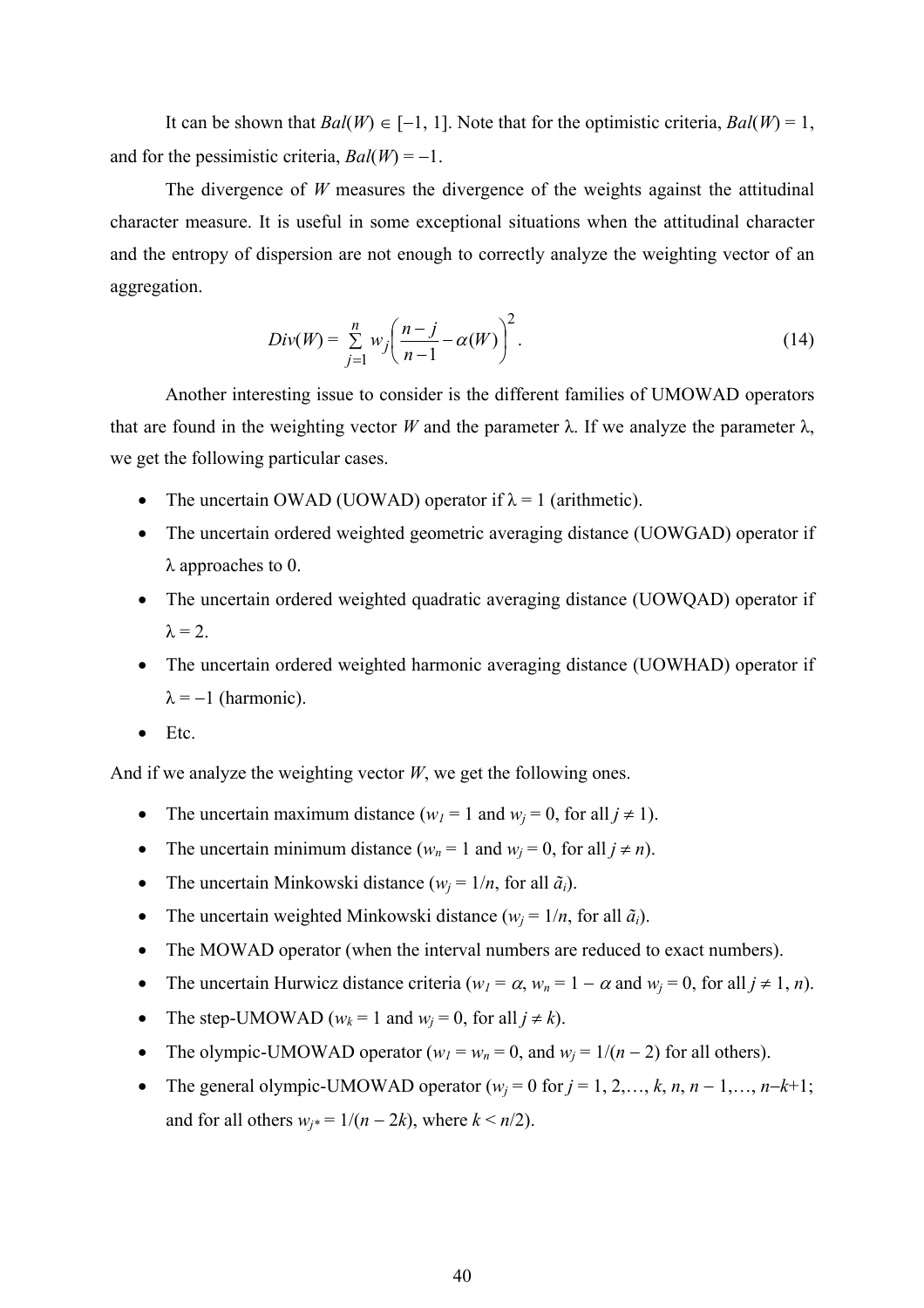It can be shown that $Bal(W) \in [-1, 1]$. Note that for the optimistic criteria, $Bal(W) = 1$, and for the pessimistic criteria, $Bal(W) = -1$.

The divergence of $W$ measures the divergence of the weights against the attitudinal character measure. It is useful in some exceptional situations when the attitudinal character and the entropy of dispersion are not enough to correctly analyze the weighting vector of an aggregation.

$$Div(W) = \sum_{j=1}^{n} w_j \left( \frac{n-j}{n-1} - \alpha(W) \right)^2 . \tag{14}$$

Another interesting issue to consider is the different families of UMOWAD operators that are found in the weighting vector $W$ and the parameter $\lambda$. If we analyze the parameter $\lambda$, we get the following particular cases.

- The uncertain OWAD (UOWAD) operator if $\lambda = 1$ (arithmetic).
- The uncertain ordered weighted geometric averaging distance (UOWGAD) operator if $\lambda$ approaches to 0.
- The uncertain ordered weighted quadratic averaging distance (UOWQAD) operator if $\lambda = 2$.
- The uncertain ordered weighted harmonic averaging distance (UOWHAD) operator if $\lambda = -1$ (harmonic).
- Etc.

And if we analyze the weighting vector $W$, we get the following ones.

- The uncertain maximum distance ($w_1 = 1$ and $w_j = 0$, for all $j \neq 1$).
- The uncertain minimum distance ($w_n = 1$ and $w_j = 0$, for all $j \neq n$).
- The uncertain Minkowski distance ($w_j = 1/n$, for all $\tilde{a}_i$).
- The uncertain weighted Minkowski distance ($w_j = 1/n$, for all $\tilde{a}_i$).
- The MOWAD operator (when the interval numbers are reduced to exact numbers).
- The uncertain Hurwicz distance criteria ($w_1 = \alpha$, $w_n = 1 - \alpha$ and $w_j = 0$, for all $j \neq 1, n$).
- The step-UMOWAD ($w_k = 1$ and $w_j = 0$, for all $j \neq k$).
- The olympic-UMOWAD operator ($w_1 = w_n = 0$, and $w_j = 1/(n-2)$ for all others).
- The general olympic-UMOWAD operator ($w_j = 0$ for $j = 1, 2,\ldots, k, n, n-1,\ldots, n-k+1$; and for all others $w_{j*} = 1/(n-2k)$, where $k < n/2$).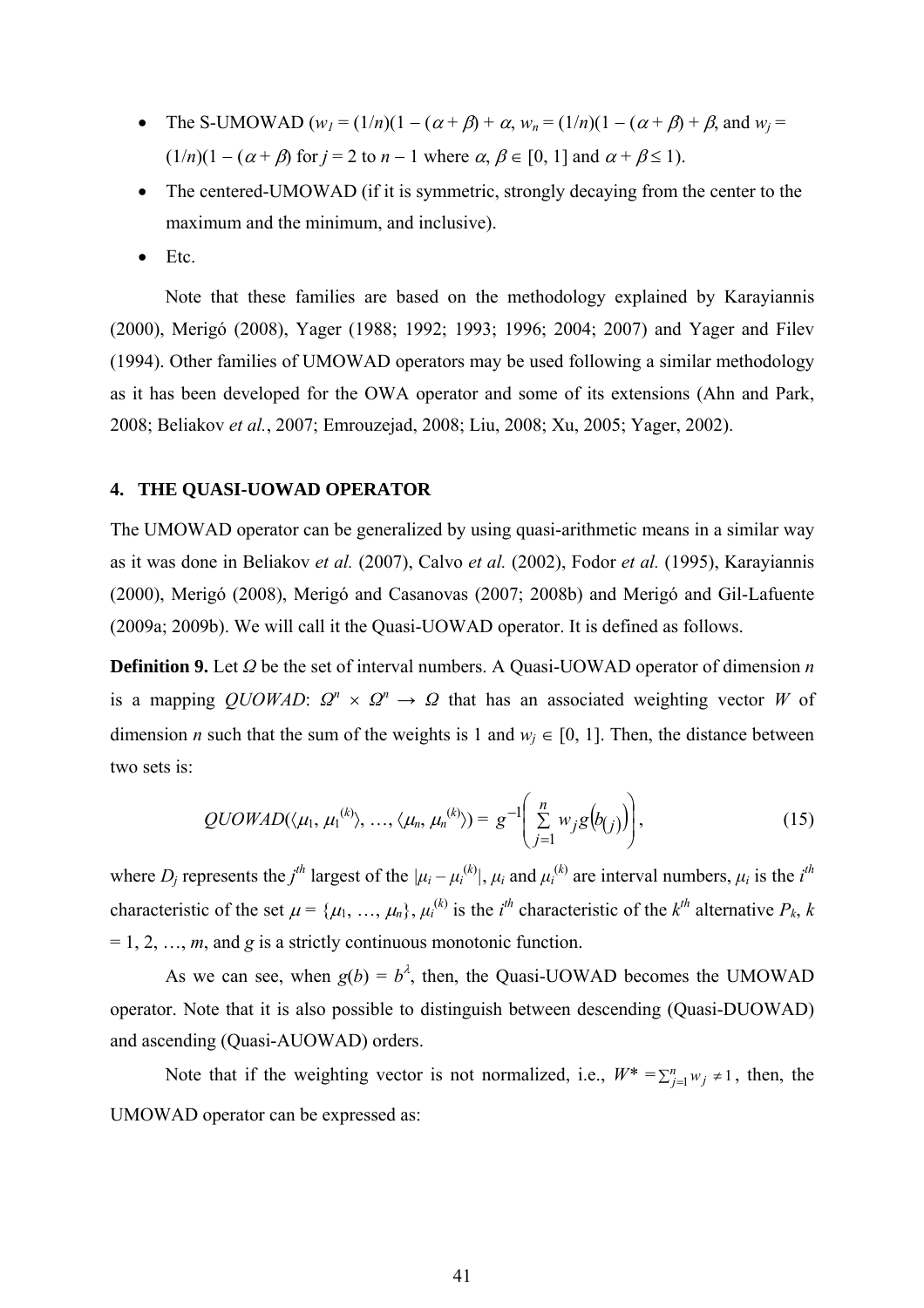- The S-UMOWAD ($w_1 = (1/n)(1 - (\alpha + \beta) + \alpha$, $w_n = (1/n)(1 - (\alpha + \beta) + \beta$, and $w_j = (1/n)(1 - (\alpha + \beta)$ for $j = 2$ to $n - 1$ where $\alpha, \beta \in [0, 1]$ and $\alpha + \beta \leq 1$).
- The centered-UMOWAD (if it is symmetric, strongly decaying from the center to the maximum and the minimum, and inclusive).
- Etc.

Note that these families are based on the methodology explained by Karayiannis (2000), Merigó (2008), Yager (1988; 1992; 1993; 1996; 2004; 2007) and Yager and Filev (1994). Other families of UMOWAD operators may be used following a similar methodology as it has been developed for the OWA operator and some of its extensions (Ahn and Park, 2008; Beliakov *et al.*, 2007; Emrouzejad, 2008; Liu, 2008; Xu, 2005; Yager, 2002).

## 4. THE QUASI-UOWAD OPERATOR

The UMOWAD operator can be generalized by using quasi-arithmetic means in a similar way as it was done in Beliakov *et al.* (2007), Calvo *et al.* (2002), Fodor *et al.* (1995), Karayiannis (2000), Merigó (2008), Merigó and Casanovas (2007; 2008b) and Merigó and Gil-Lafuente (2009a; 2009b). We will call it the Quasi-UOWAD operator. It is defined as follows.

**Definition 9.** Let $\Omega$ be the set of interval numbers. A Quasi-UOWAD operator of dimension $n$ is a mapping $QUOWAD$: $\Omega^n \times \Omega^n \rightarrow \Omega$ that has an associated weighting vector $W$ of dimension $n$ such that the sum of the weights is 1 and $w_j \in [0, 1]$. Then, the distance between two sets is:

$$QUOWAD(\langle \mu_1, \mu_1^{(k)} \rangle, \ldots, \langle \mu_n, \mu_n^{(k)} \rangle) = g^{-1}\left( \sum_{j=1}^{n} w_j g\left(b_{(j)}\right) \right), \tag{15}$$

where $D_j$ represents the $j^{th}$ largest of the $|\mu_i - \mu_i^{(k)}|$, $\mu_i$ and $\mu_i^{(k)}$ are interval numbers, $\mu_i$ is the $i^{th}$ characteristic of the set $\mu = \{\mu_1, \ldots, \mu_n\}$, $\mu_i^{(k)}$ is the $i^{th}$ characteristic of the $k^{th}$ alternative $P_k$, $k = 1, 2, \ldots, m$, and $g$ is a strictly continuous monotonic function.

As we can see, when $g(b) = b^{\lambda}$, then, the Quasi-UOWAD becomes the UMOWAD operator. Note that it is also possible to distinguish between descending (Quasi-DUOWAD) and ascending (Quasi-AUOWAD) orders.

Note that if the weighting vector is not normalized, i.e., $W^* = \sum_{j=1}^{n} w_j \neq 1$, then, the UMOWAD operator can be expressed as: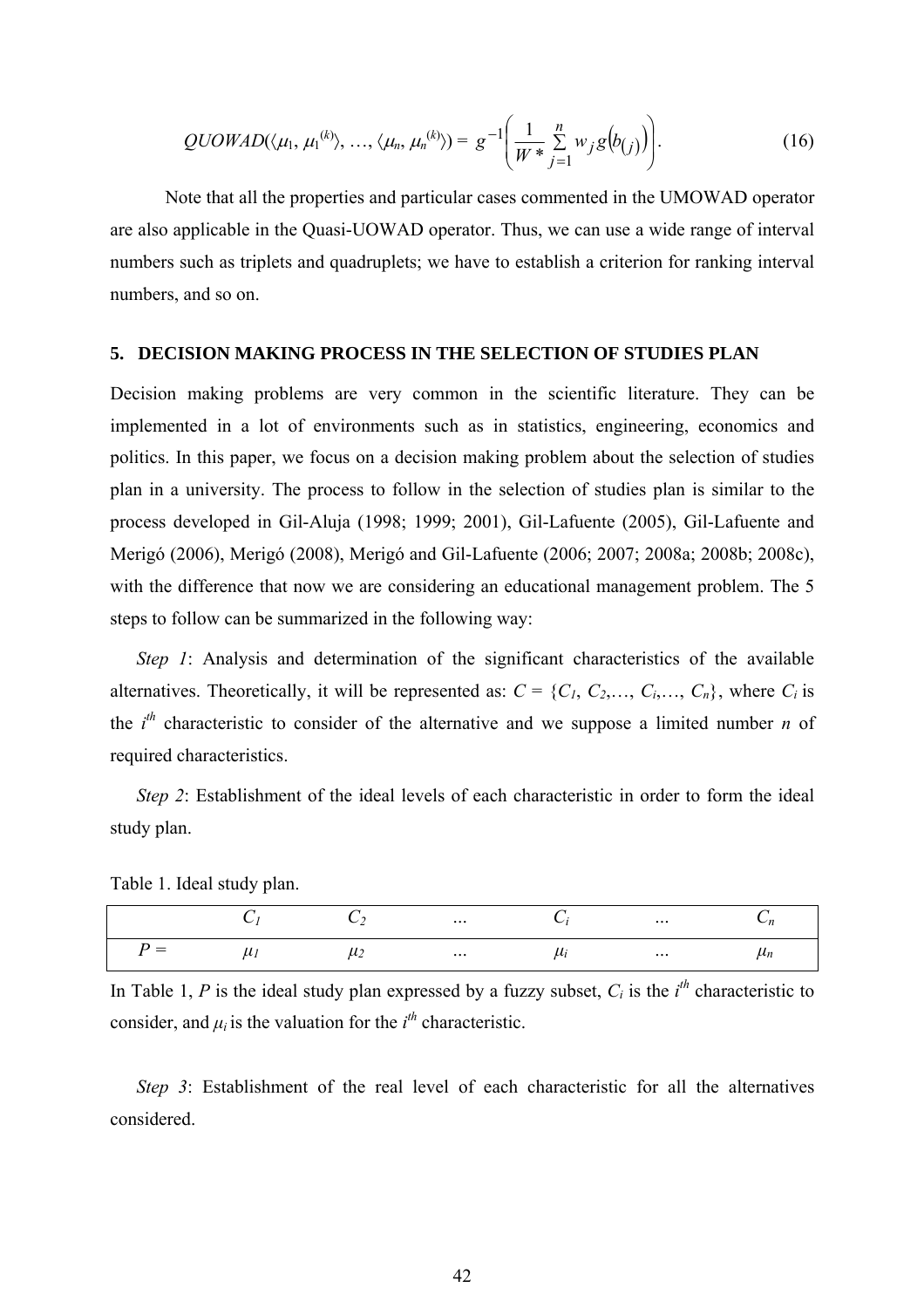$$QUOWAD(\langle \mu_1, \mu_1^{(k)} \rangle, \ldots, \langle \mu_n, \mu_n^{(k)} \rangle) = g^{-1}\left( \frac{1}{W*} \sum_{j=1}^{n} w_j g\left(b_{(j)}\right) \right). \tag{16}$$

Note that all the properties and particular cases commented in the UMOWAD operator are also applicable in the Quasi-UOWAD operator. Thus, we can use a wide range of interval numbers such as triplets and quadruplets; we have to establish a criterion for ranking interval numbers, and so on.

## 5. DECISION MAKING PROCESS IN THE SELECTION OF STUDIES PLAN

Decision making problems are very common in the scientific literature. They can be implemented in a lot of environments such as in statistics, engineering, economics and politics. In this paper, we focus on a decision making problem about the selection of studies plan in a university. The process to follow in the selection of studies plan is similar to the process developed in Gil-Aluja (1998; 1999; 2001), Gil-Lafuente (2005), Gil-Lafuente and Merigó (2006), Merigó (2008), Merigó and Gil-Lafuente (2006; 2007; 2008a; 2008b; 2008c), with the difference that now we are considering an educational management problem. The 5 steps to follow can be summarized in the following way:

*Step 1*: Analysis and determination of the significant characteristics of the available alternatives. Theoretically, it will be represented as: $C = \{C_1, C_2, \ldots, C_i, \ldots, C_n\}$, where $C_i$ is the $i^{th}$ characteristic to consider of the alternative and we suppose a limited number $n$ of required characteristics.

*Step 2*: Establishment of the ideal levels of each characteristic in order to form the ideal study plan.

Table 1. Ideal study plan.

| | $C_1$ | $C_2$ | … | $C_i$ | … | $C_n$ |
|---|---|---|---|---|---|---|
| $P =$ | $\mu_1$ | $\mu_2$ | … | $\mu_i$ | … | $\mu_n$ |

In Table 1, $P$ is the ideal study plan expressed by a fuzzy subset, $C_i$ is the $i^{th}$ characteristic to consider, and $\mu_i$ is the valuation for the $i^{th}$ characteristic.

*Step 3*: Establishment of the real level of each characteristic for all the alternatives considered.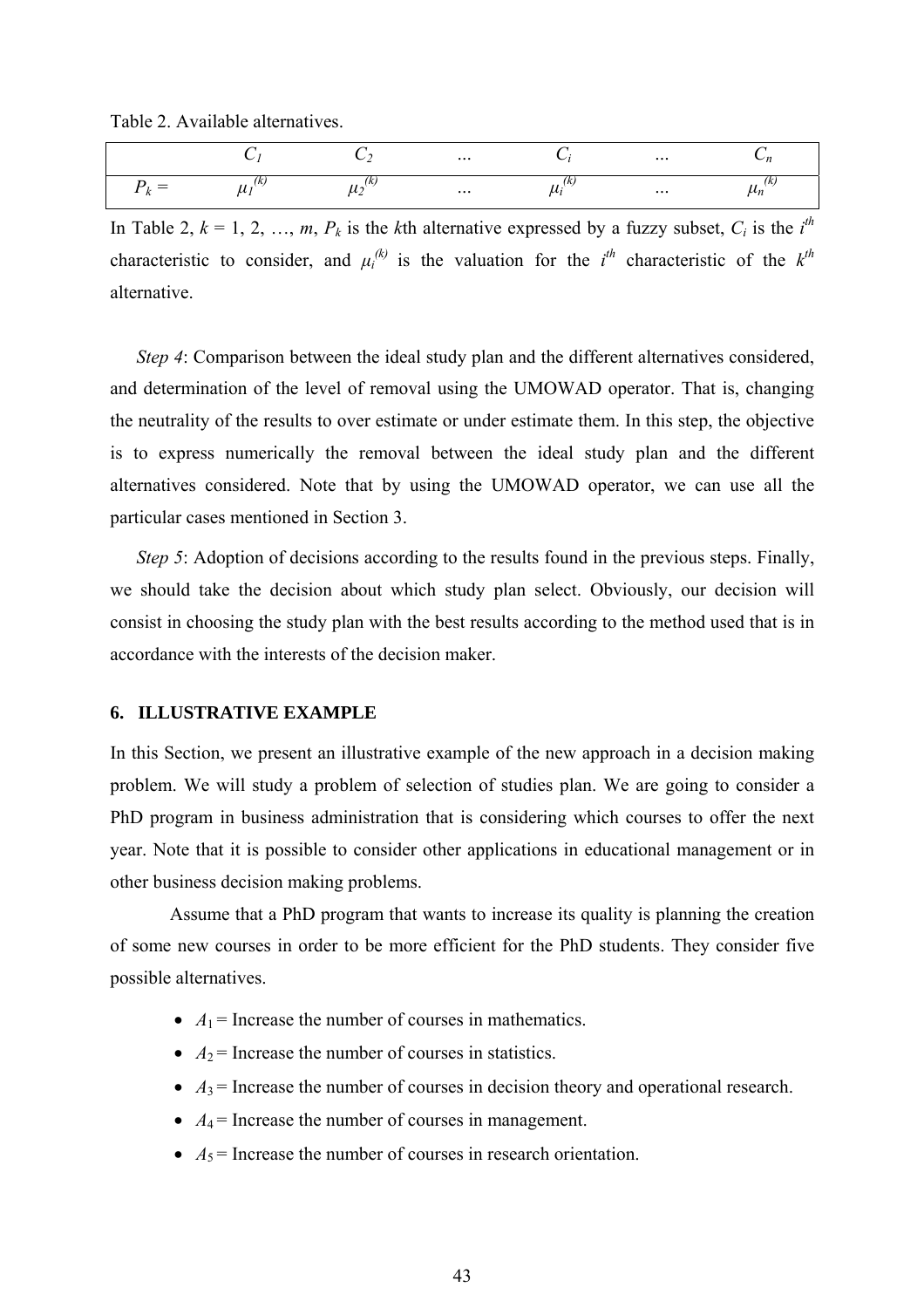Table 2. Available alternatives.

| | $C_1$ | $C_2$ | … | $C_i$ | … | $C_n$ |
|---|---|---|---|---|---|---|
| $P_k =$ | $\mu_1^{(k)}$ | $\mu_2^{(k)}$ | … | $\mu_i^{(k)}$ | … | $\mu_n^{(k)}$ |

In Table 2, $k = 1, 2, …, m$, $P_k$ is the $k$th alternative expressed by a fuzzy subset, $C_i$ is the $i^{th}$ characteristic to consider, and $\mu_i^{(k)}$ is the valuation for the $i^{th}$ characteristic of the $k^{th}$ alternative.

*Step 4*: Comparison between the ideal study plan and the different alternatives considered, and determination of the level of removal using the UMOWAD operator. That is, changing the neutrality of the results to over estimate or under estimate them. In this step, the objective is to express numerically the removal between the ideal study plan and the different alternatives considered. Note that by using the UMOWAD operator, we can use all the particular cases mentioned in Section 3.

*Step 5*: Adoption of decisions according to the results found in the previous steps. Finally, we should take the decision about which study plan select. Obviously, our decision will consist in choosing the study plan with the best results according to the method used that is in accordance with the interests of the decision maker.

## 6. ILLUSTRATIVE EXAMPLE

In this Section, we present an illustrative example of the new approach in a decision making problem. We will study a problem of selection of studies plan. We are going to consider a PhD program in business administration that is considering which courses to offer the next year. Note that it is possible to consider other applications in educational management or in other business decision making problems.

Assume that a PhD program that wants to increase its quality is planning the creation of some new courses in order to be more efficient for the PhD students. They consider five possible alternatives.

- $A_1$ = Increase the number of courses in mathematics.
- $A_2$ = Increase the number of courses in statistics.
- $A_3$ = Increase the number of courses in decision theory and operational research.
- $A_4$ = Increase the number of courses in management.
- $A_5$ = Increase the number of courses in research orientation.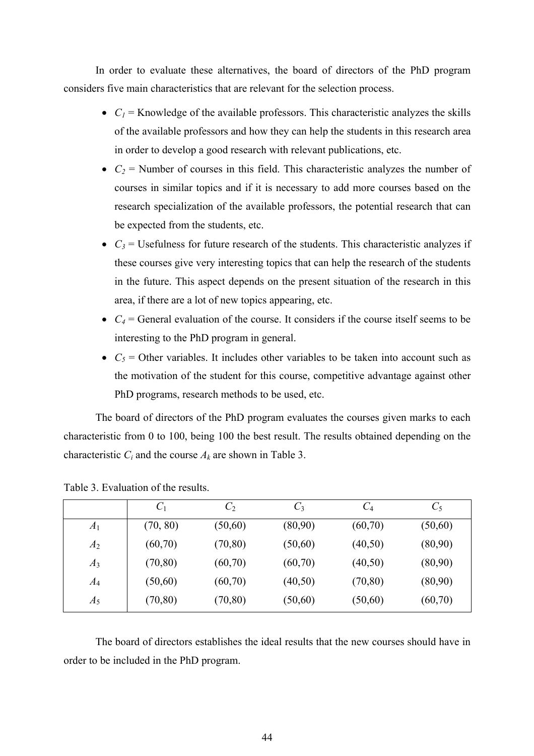In order to evaluate these alternatives, the board of directors of the PhD program considers five main characteristics that are relevant for the selection process.

- $C_1$ = Knowledge of the available professors. This characteristic analyzes the skills of the available professors and how they can help the students in this research area in order to develop a good research with relevant publications, etc.
- $C_2$ = Number of courses in this field. This characteristic analyzes the number of courses in similar topics and if it is necessary to add more courses based on the research specialization of the available professors, the potential research that can be expected from the students, etc.
- $C_3$ = Usefulness for future research of the students. This characteristic analyzes if these courses give very interesting topics that can help the research of the students in the future. This aspect depends on the present situation of the research in this area, if there are a lot of new topics appearing, etc.
- $C_4$ = General evaluation of the course. It considers if the course itself seems to be interesting to the PhD program in general.
- $C_5$ = Other variables. It includes other variables to be taken into account such as the motivation of the student for this course, competitive advantage against other PhD programs, research methods to be used, etc.

The board of directors of the PhD program evaluates the courses given marks to each characteristic from 0 to 100, being 100 the best result. The results obtained depending on the characteristic $C_i$ and the course $A_k$ are shown in Table 3.

Table 3. Evaluation of the results.

| | $C_1$ | $C_2$ | $C_3$ | $C_4$ | $C_5$ |
|---|---|---|---|---|---|
| $A_1$ | (70, 80) | (50,60) | (80,90) | (60,70) | (50,60) |
| $A_2$ | (60,70) | (70,80) | (50,60) | (40,50) | (80,90) |
| $A_3$ | (70,80) | (60,70) | (60,70) | (40,50) | (80,90) |
| $A_4$ | (50,60) | (60,70) | (40,50) | (70,80) | (80,90) |
| $A_5$ | (70,80) | (70,80) | (50,60) | (50,60) | (60,70) |

The board of directors establishes the ideal results that the new courses should have in order to be included in the PhD program.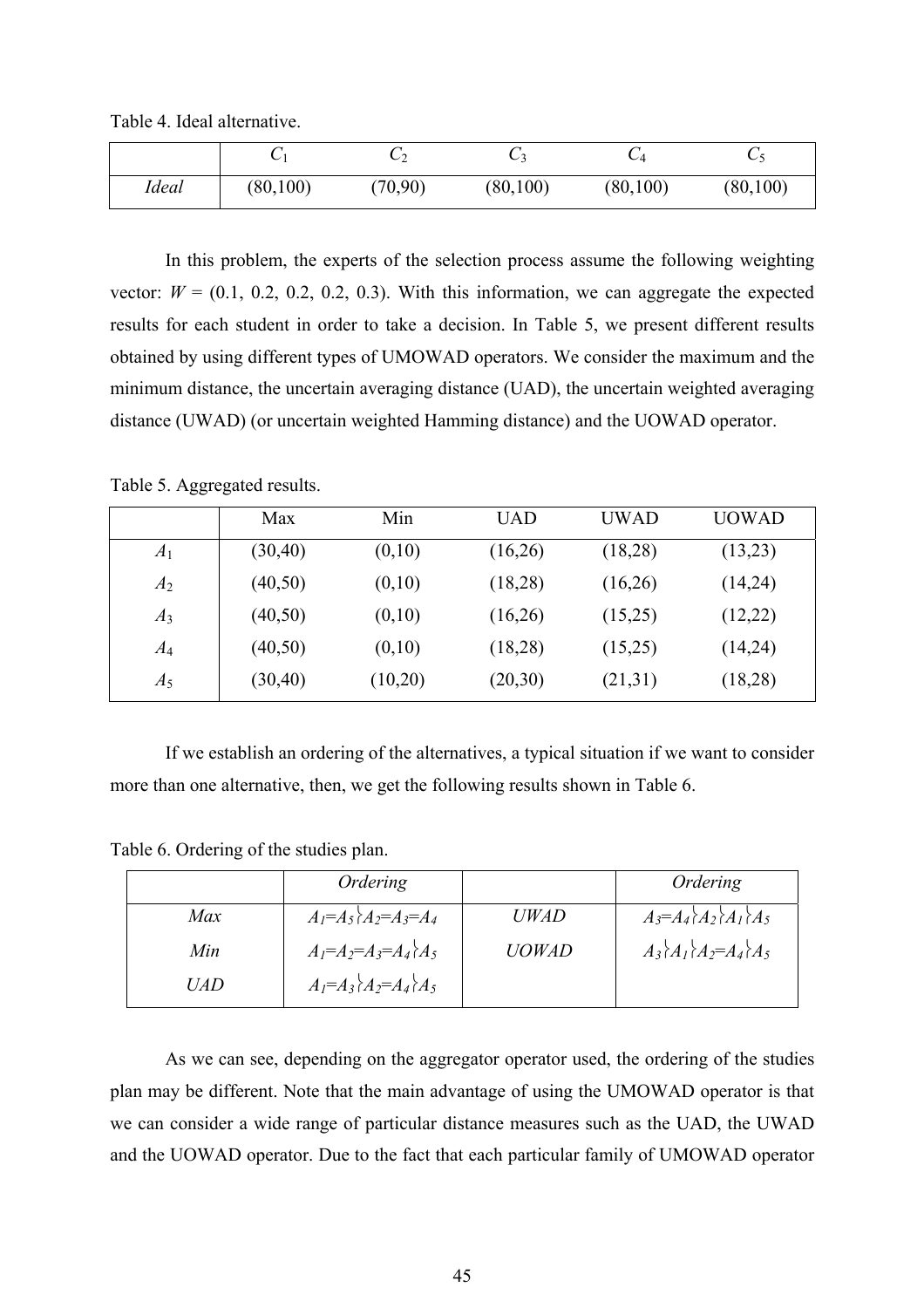Table 4. Ideal alternative.

| | $C_1$ | $C_2$ | $C_3$ | $C_4$ | $C_5$ |
|---|---|---|---|---|---|
| *Ideal* | (80,100) | (70,90) | (80,100) | (80,100) | (80,100) |

In this problem, the experts of the selection process assume the following weighting vector: $W$ = (0.1, 0.2, 0.2, 0.2, 0.3). With this information, we can aggregate the expected results for each student in order to take a decision. In Table 5, we present different results obtained by using different types of UMOWAD operators. We consider the maximum and the minimum distance, the uncertain averaging distance (UAD), the uncertain weighted averaging distance (UWAD) (or uncertain weighted Hamming distance) and the UOWAD operator.

Table 5. Aggregated results.

| | Max | Min | UAD | UWAD | UOWAD |
|---|---|---|---|---|---|
| $A_1$ | (30,40) | (0,10) | (16,26) | (18,28) | (13,23) |
| $A_2$ | (40,50) | (0,10) | (18,28) | (16,26) | (14,24) |
| $A_3$ | (40,50) | (0,10) | (16,26) | (15,25) | (12,22) |
| $A_4$ | (40,50) | (0,10) | (18,28) | (15,25) | (14,24) |
| $A_5$ | (30,40) | (10,20) | (20,30) | (21,31) | (18,28) |

If we establish an ordering of the alternatives, a typical situation if we want to consider more than one alternative, then, we get the following results shown in Table 6.

Table 6. Ordering of the studies plan.

| | *Ordering* | | *Ordering* |
|---|---|---|---|
| *Max* | $A_1=A_5 \succ A_2=A_3=A_4$ | *UWAD* | $A_3=A_4 \succ A_2 \succ A_1 \succ A_5$ |
| *Min* | $A_1=A_2=A_3=A_4 \succ A_5$ | *UOWAD* | $A_3 \succ A_1 \succ A_2=A_4 \succ A_5$ |
| *UAD* | $A_1=A_3 \succ A_2=A_4 \succ A_5$ | | |

As we can see, depending on the aggregator operator used, the ordering of the studies plan may be different. Note that the main advantage of using the UMOWAD operator is that we can consider a wide range of particular distance measures such as the UAD, the UWAD and the UOWAD operator. Due to the fact that each particular family of UMOWAD operator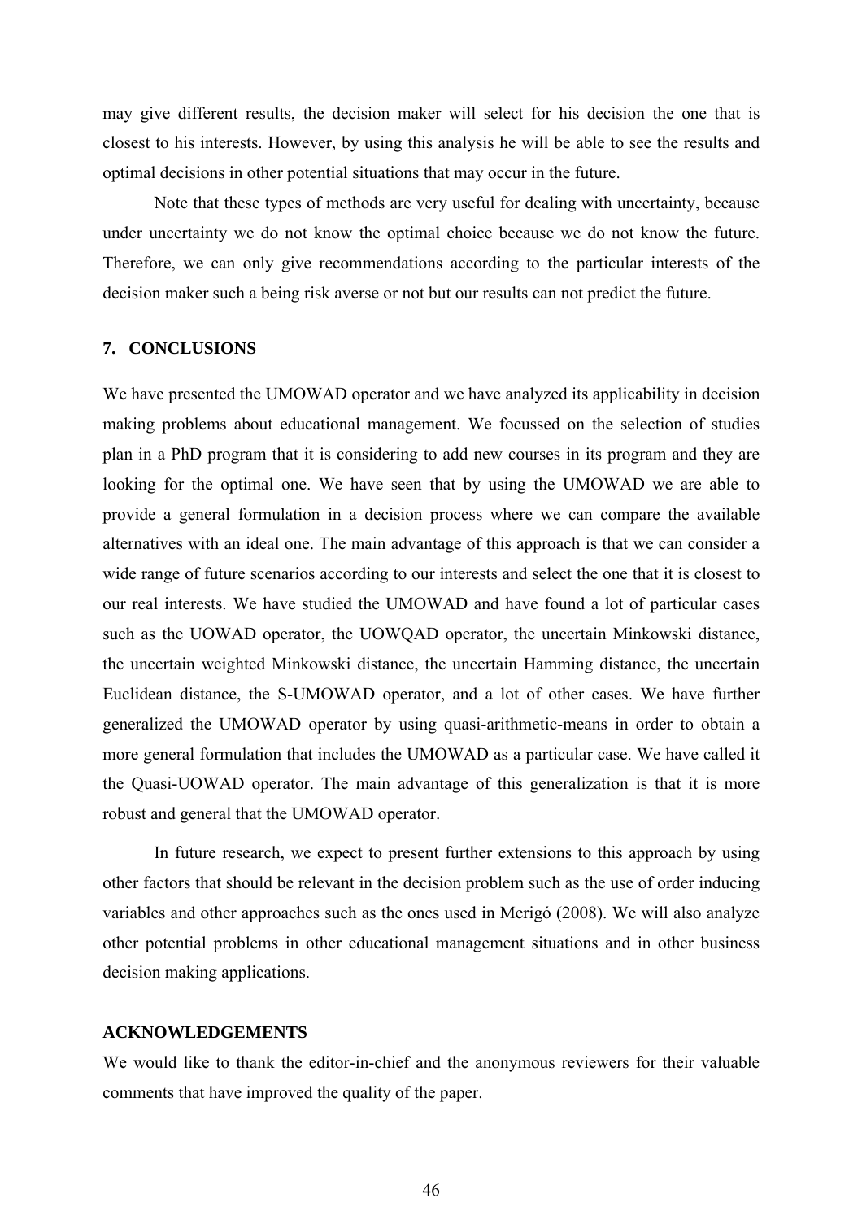may give different results, the decision maker will select for his decision the one that is closest to his interests. However, by using this analysis he will be able to see the results and optimal decisions in other potential situations that may occur in the future.

Note that these types of methods are very useful for dealing with uncertainty, because under uncertainty we do not know the optimal choice because we do not know the future. Therefore, we can only give recommendations according to the particular interests of the decision maker such a being risk averse or not but our results can not predict the future.

## 7. CONCLUSIONS

We have presented the UMOWAD operator and we have analyzed its applicability in decision making problems about educational management. We focussed on the selection of studies plan in a PhD program that it is considering to add new courses in its program and they are looking for the optimal one. We have seen that by using the UMOWAD we are able to provide a general formulation in a decision process where we can compare the available alternatives with an ideal one. The main advantage of this approach is that we can consider a wide range of future scenarios according to our interests and select the one that it is closest to our real interests. We have studied the UMOWAD and have found a lot of particular cases such as the UOWAD operator, the UOWQAD operator, the uncertain Minkowski distance, the uncertain weighted Minkowski distance, the uncertain Hamming distance, the uncertain Euclidean distance, the S-UMOWAD operator, and a lot of other cases. We have further generalized the UMOWAD operator by using quasi-arithmetic-means in order to obtain a more general formulation that includes the UMOWAD as a particular case. We have called it the Quasi-UOWAD operator. The main advantage of this generalization is that it is more robust and general that the UMOWAD operator.

In future research, we expect to present further extensions to this approach by using other factors that should be relevant in the decision problem such as the use of order inducing variables and other approaches such as the ones used in Merigó (2008). We will also analyze other potential problems in other educational management situations and in other business decision making applications.

## ACKNOWLEDGEMENTS

We would like to thank the editor-in-chief and the anonymous reviewers for their valuable comments that have improved the quality of the paper.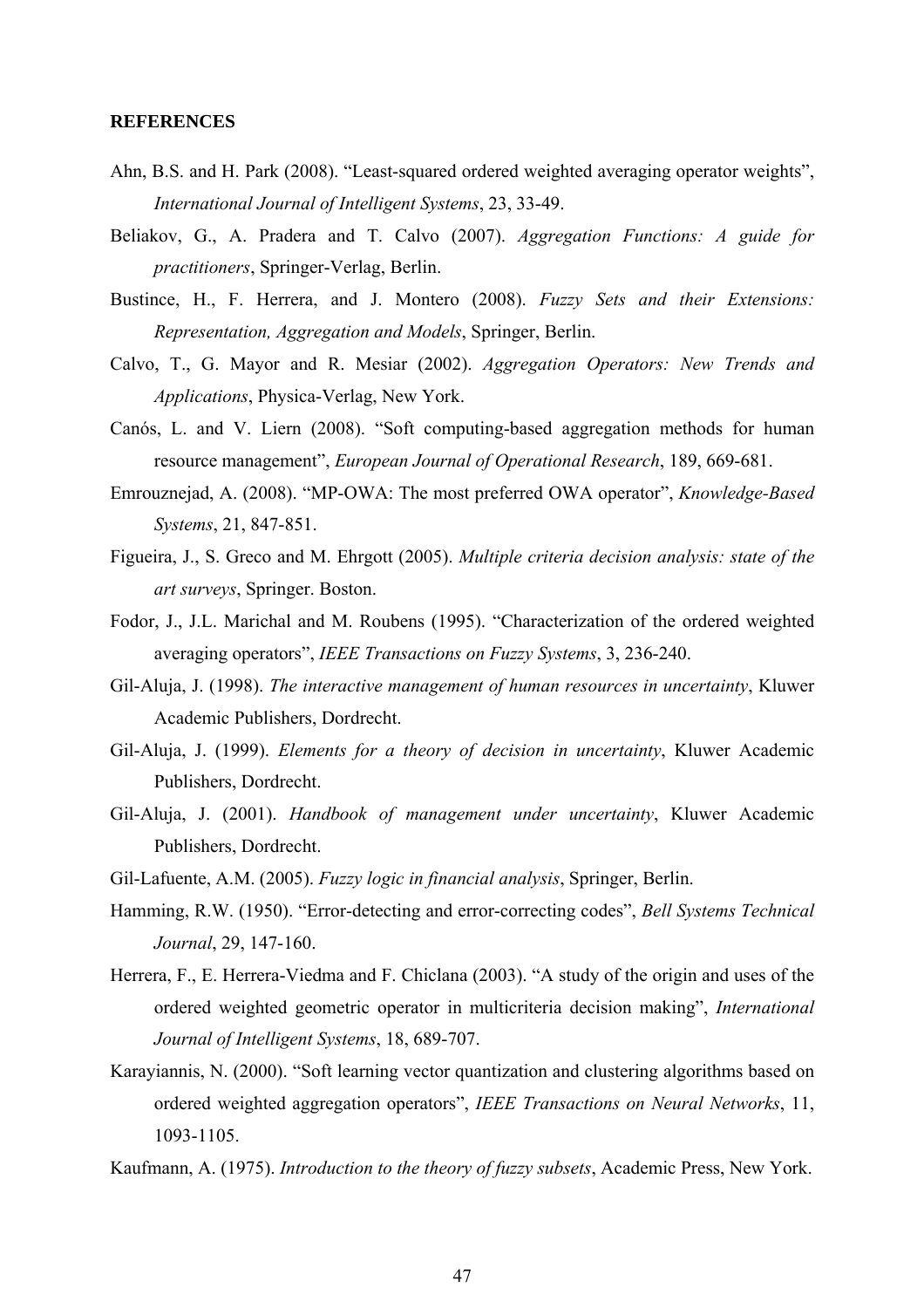**REFERENCES**

Ahn, B.S. and H. Park (2008). "Least-squared ordered weighted averaging operator weights", *International Journal of Intelligent Systems*, 23, 33-49.

Beliakov, G., A. Pradera and T. Calvo (2007). *Aggregation Functions: A guide for practitioners*, Springer-Verlag, Berlin.

Bustince, H., F. Herrera, and J. Montero (2008). *Fuzzy Sets and their Extensions: Representation, Aggregation and Models*, Springer, Berlin.

Calvo, T., G. Mayor and R. Mesiar (2002). *Aggregation Operators: New Trends and Applications*, Physica-Verlag, New York.

Canós, L. and V. Liern (2008). "Soft computing-based aggregation methods for human resource management", *European Journal of Operational Research*, 189, 669-681.

Emrouznejad, A. (2008). "MP-OWA: The most preferred OWA operator", *Knowledge-Based Systems*, 21, 847-851.

Figueira, J., S. Greco and M. Ehrgott (2005). *Multiple criteria decision analysis: state of the art surveys*, Springer. Boston.

Fodor, J., J.L. Marichal and M. Roubens (1995). "Characterization of the ordered weighted averaging operators", *IEEE Transactions on Fuzzy Systems*, 3, 236-240.

Gil-Aluja, J. (1998). *The interactive management of human resources in uncertainty*, Kluwer Academic Publishers, Dordrecht.

Gil-Aluja, J. (1999). *Elements for a theory of decision in uncertainty*, Kluwer Academic Publishers, Dordrecht.

Gil-Aluja, J. (2001). *Handbook of management under uncertainty*, Kluwer Academic Publishers, Dordrecht.

Gil-Lafuente, A.M. (2005). *Fuzzy logic in financial analysis*, Springer, Berlin.

Hamming, R.W. (1950). "Error-detecting and error-correcting codes", *Bell Systems Technical Journal*, 29, 147-160.

Herrera, F., E. Herrera-Viedma and F. Chiclana (2003). "A study of the origin and uses of the ordered weighted geometric operator in multicriteria decision making", *International Journal of Intelligent Systems*, 18, 689-707.

Karayiannis, N. (2000). "Soft learning vector quantization and clustering algorithms based on ordered weighted aggregation operators", *IEEE Transactions on Neural Networks*, 11, 1093-1105.

Kaufmann, A. (1975). *Introduction to the theory of fuzzy subsets*, Academic Press, New York.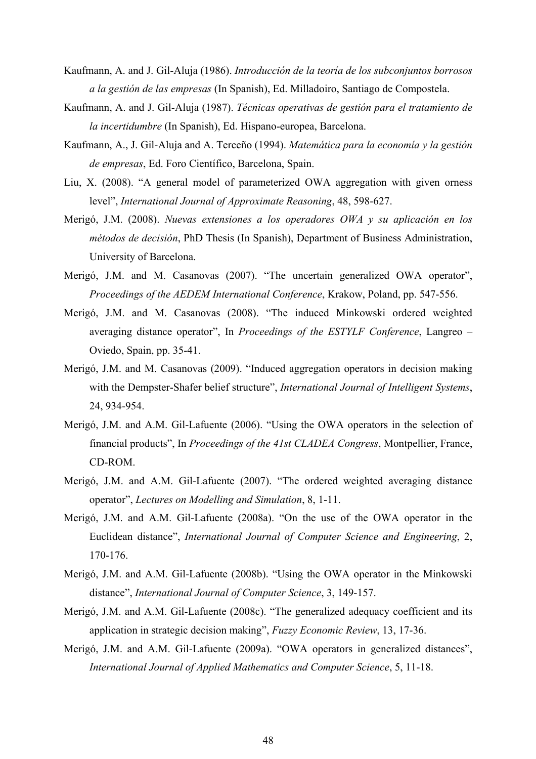Kaufmann, A. and J. Gil-Aluja (1986). *Introducción de la teoría de los subconjuntos borrosos a la gestión de las empresas* (In Spanish), Ed. Milladoiro, Santiago de Compostela.

Kaufmann, A. and J. Gil-Aluja (1987). *Técnicas operativas de gestión para el tratamiento de la incertidumbre* (In Spanish), Ed. Hispano-europea, Barcelona.

Kaufmann, A., J. Gil-Aluja and A. Terceño (1994). *Matemática para la economía y la gestión de empresas*, Ed. Foro Científico, Barcelona, Spain.

Liu, X. (2008). "A general model of parameterized OWA aggregation with given orness level", *International Journal of Approximate Reasoning*, 48, 598-627.

Merigó, J.M. (2008). *Nuevas extensiones a los operadores OWA y su aplicación en los métodos de decisión*, PhD Thesis (In Spanish), Department of Business Administration, University of Barcelona.

Merigó, J.M. and M. Casanovas (2007). "The uncertain generalized OWA operator", *Proceedings of the AEDEM International Conference*, Krakow, Poland, pp. 547-556.

Merigó, J.M. and M. Casanovas (2008). "The induced Minkowski ordered weighted averaging distance operator", In *Proceedings of the ESTYLF Conference*, Langreo – Oviedo, Spain, pp. 35-41.

Merigó, J.M. and M. Casanovas (2009). "Induced aggregation operators in decision making with the Dempster-Shafer belief structure", *International Journal of Intelligent Systems*, 24, 934-954.

Merigó, J.M. and A.M. Gil-Lafuente (2006). "Using the OWA operators in the selection of financial products", In *Proceedings of the 41st CLADEA Congress*, Montpellier, France, CD-ROM.

Merigó, J.M. and A.M. Gil-Lafuente (2007). "The ordered weighted averaging distance operator", *Lectures on Modelling and Simulation*, 8, 1-11.

Merigó, J.M. and A.M. Gil-Lafuente (2008a). "On the use of the OWA operator in the Euclidean distance", *International Journal of Computer Science and Engineering*, 2, 170-176.

Merigó, J.M. and A.M. Gil-Lafuente (2008b). "Using the OWA operator in the Minkowski distance", *International Journal of Computer Science*, 3, 149-157.

Merigó, J.M. and A.M. Gil-Lafuente (2008c). "The generalized adequacy coefficient and its application in strategic decision making", *Fuzzy Economic Review*, 13, 17-36.

Merigó, J.M. and A.M. Gil-Lafuente (2009a). "OWA operators in generalized distances", *International Journal of Applied Mathematics and Computer Science*, 5, 11-18.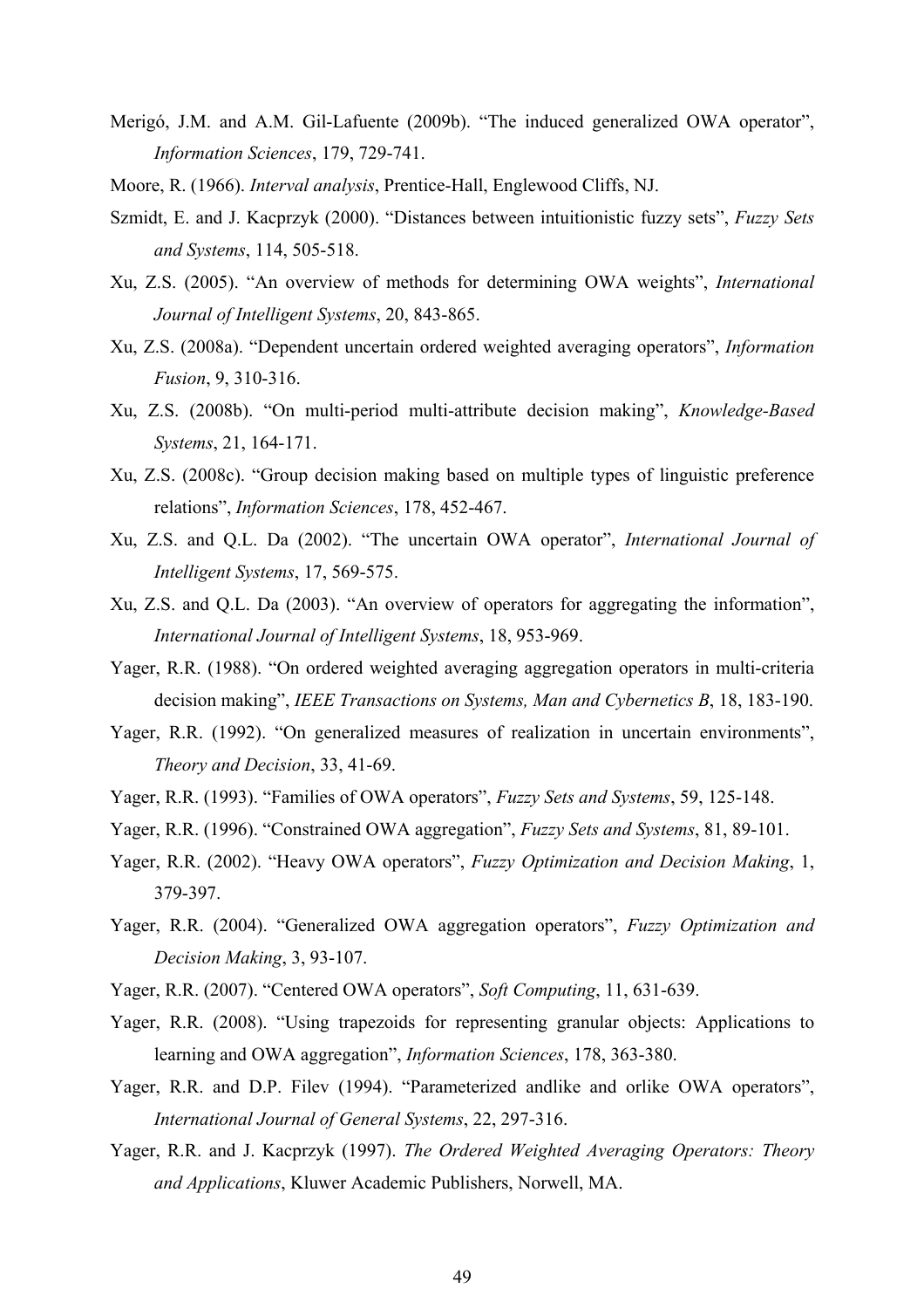Merigó, J.M. and A.M. Gil-Lafuente (2009b). "The induced generalized OWA operator", *Information Sciences*, 179, 729-741.

Moore, R. (1966). *Interval analysis*, Prentice-Hall, Englewood Cliffs, NJ.

Szmidt, E. and J. Kacprzyk (2000). "Distances between intuitionistic fuzzy sets", *Fuzzy Sets and Systems*, 114, 505-518.

Xu, Z.S. (2005). "An overview of methods for determining OWA weights", *International Journal of Intelligent Systems*, 20, 843-865.

Xu, Z.S. (2008a). "Dependent uncertain ordered weighted averaging operators", *Information Fusion*, 9, 310-316.

Xu, Z.S. (2008b). "On multi-period multi-attribute decision making", *Knowledge-Based Systems*, 21, 164-171.

Xu, Z.S. (2008c). "Group decision making based on multiple types of linguistic preference relations", *Information Sciences*, 178, 452-467.

Xu, Z.S. and Q.L. Da (2002). "The uncertain OWA operator", *International Journal of Intelligent Systems*, 17, 569-575.

Xu, Z.S. and Q.L. Da (2003). "An overview of operators for aggregating the information", *International Journal of Intelligent Systems*, 18, 953-969.

Yager, R.R. (1988). "On ordered weighted averaging aggregation operators in multi-criteria decision making", *IEEE Transactions on Systems, Man and Cybernetics B*, 18, 183-190.

Yager, R.R. (1992). "On generalized measures of realization in uncertain environments", *Theory and Decision*, 33, 41-69.

Yager, R.R. (1993). "Families of OWA operators", *Fuzzy Sets and Systems*, 59, 125-148.

Yager, R.R. (1996). "Constrained OWA aggregation", *Fuzzy Sets and Systems*, 81, 89-101.

Yager, R.R. (2002). "Heavy OWA operators", *Fuzzy Optimization and Decision Making*, 1, 379-397.

Yager, R.R. (2004). "Generalized OWA aggregation operators", *Fuzzy Optimization and Decision Making*, 3, 93-107.

Yager, R.R. (2007). "Centered OWA operators", *Soft Computing*, 11, 631-639.

Yager, R.R. (2008). "Using trapezoids for representing granular objects: Applications to learning and OWA aggregation", *Information Sciences*, 178, 363-380.

Yager, R.R. and D.P. Filev (1994). "Parameterized andlike and orlike OWA operators", *International Journal of General Systems*, 22, 297-316.

Yager, R.R. and J. Kacprzyk (1997). *The Ordered Weighted Averaging Operators: Theory and Applications*, Kluwer Academic Publishers, Norwell, MA.